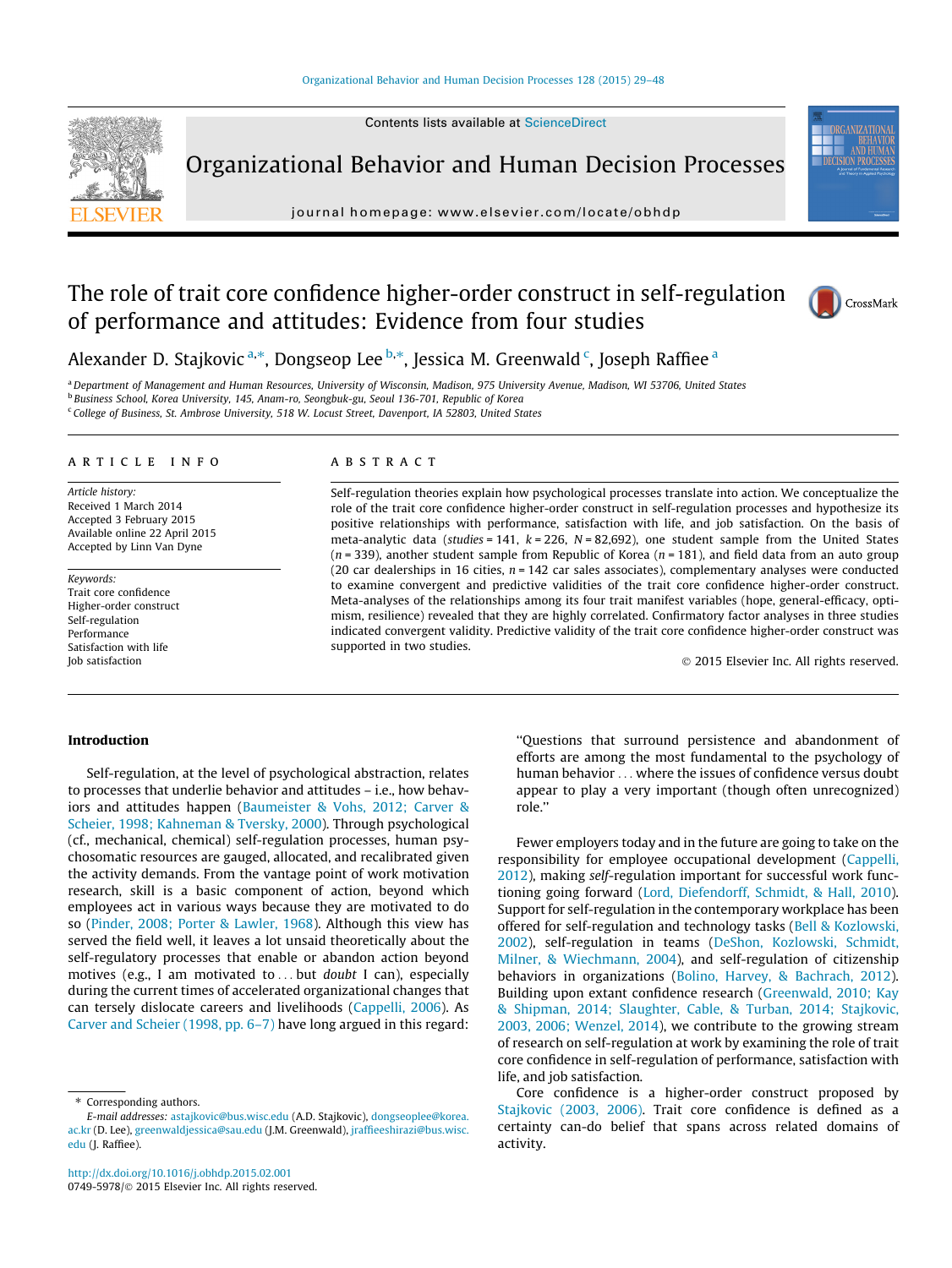# The role of trait core confidence higher-order construct in self-regulation of performance and attitudes: Evidence from four studies

Alexander D. Stajkovic [a,*], Dongseop Lee [b,*], Jessica M. Greenwald [c], Joseph Raffiee [a]

[a] Department of Management and Human Resources, University of Wisconsin, Madison, 975 University Avenue, Madison, WI 53706, United States
[b] Business School, Korea University, 145, Anam-ro, Seongbuk-gu, Seoul 136-701, Republic of Korea
[c] College of Business, St. Ambrose University, 518 W. Locust Street, Davenport, IA 52803, United States

## ARTICLE INFO

*Article history:*
Received 1 March 2014
Accepted 3 February 2015
Available online 22 April 2015
Accepted by Linn Van Dyne

*Keywords:*
Trait core confidence
Higher-order construct
Self-regulation
Performance
Satisfaction with life
Job satisfaction

## ABSTRACT

Self-regulation theories explain how psychological processes translate into action. We conceptualize the role of the trait core confidence higher-order construct in self-regulation processes and hypothesize its positive relationships with performance, satisfaction with life, and job satisfaction. On the basis of meta-analytic data (*studies* = 141, *k* = 226, *N* = 82,692), one student sample from the United States (*n* = 339), another student sample from Republic of Korea (*n* = 181), and field data from an auto group (20 car dealerships in 16 cities, *n* = 142 car sales associates), complementary analyses were conducted to examine convergent and predictive validities of the trait core confidence higher-order construct. Meta-analyses of the relationships among its four trait manifest variables (hope, general-efficacy, optimism, resilience) revealed that they are highly correlated. Confirmatory factor analyses in three studies indicated convergent validity. Predictive validity of the trait core confidence higher-order construct was supported in two studies.

© 2015 Elsevier Inc. All rights reserved.

## Introduction

Self-regulation, at the level of psychological abstraction, relates to processes that underlie behavior and attitudes – i.e., how behaviors and attitudes happen (Baumeister & Vohs, 2012; Carver & Scheier, 1998; Kahneman & Tversky, 2000). Through psychological (cf., mechanical, chemical) self-regulation processes, human psychosomatic resources are gauged, allocated, and recalibrated given the activity demands. From the vantage point of work motivation research, skill is a basic component of action, beyond which employees act in various ways because they are motivated to do so (Pinder, 2008; Porter & Lawler, 1968). Although this view has served the field well, it leaves a lot unsaid theoretically about the self-regulatory processes that enable or abandon action beyond motives (e.g., I am motivated to ... but *doubt* I can), especially during the current times of accelerated organizational changes that can tersely dislocate careers and livelihoods (Cappelli, 2006). As Carver and Scheier (1998, pp. 6–7) have long argued in this regard:

> "Questions that surround persistence and abandonment of efforts are among the most fundamental to the psychology of human behavior ... where the issues of confidence versus doubt appear to play a very important (though often unrecognized) role."

Fewer employers today and in the future are going to take on the responsibility for employee occupational development (Cappelli, 2012), making *self*-regulation important for successful work functioning going forward (Lord, Diefendorff, Schmidt, & Hall, 2010). Support for self-regulation in the contemporary workplace has been offered for self-regulation and technology tasks (Bell & Kozlowski, 2002), self-regulation in teams (DeShon, Kozlowski, Schmidt, Milner, & Wiechmann, 2004), and self-regulation of citizenship behaviors in organizations (Bolino, Harvey, & Bachrach, 2012). Building upon extant confidence research (Greenwald, 2010; Kay & Shipman, 2014; Slaughter, Cable, & Turban, 2014; Stajkovic, 2003, 2006; Wenzel, 2014), we contribute to the growing stream of research on self-regulation at work by examining the role of trait core confidence in self-regulation of performance, satisfaction with life, and job satisfaction.

Core confidence is a higher-order construct proposed by Stajkovic (2003, 2006). Trait core confidence is defined as a certainty can-do belief that spans across related domains of activity.

* Corresponding authors.
*E-mail addresses:* astajkovic@bus.wisc.edu (A.D. Stajkovic), dongseoplee@korea.ac.kr (D. Lee), greenwaldjessica@sau.edu (J.M. Greenwald), jraffieeshirazi@bus.wisc.edu (J. Raffiee).

http://dx.doi.org/10.1016/j.obhdp.2015.02.001
0749-5978/© 2015 Elsevier Inc. All rights reserved.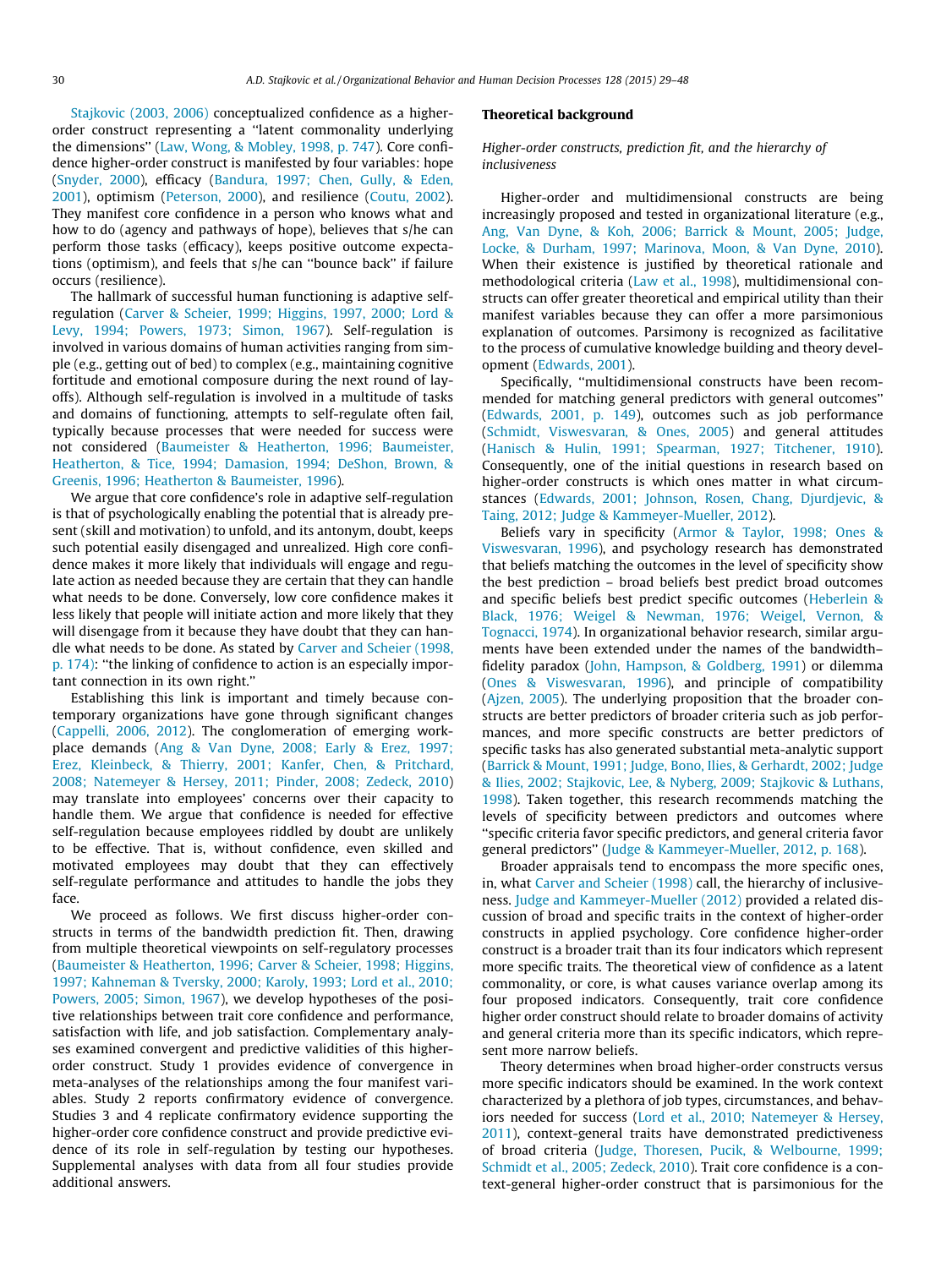Stajkovic (2003, 2006) conceptualized confidence as a higher-order construct representing a ''latent commonality underlying the dimensions'' (Law, Wong, & Mobley, 1998, p. 747). Core confidence higher-order construct is manifested by four variables: hope (Snyder, 2000), efficacy (Bandura, 1997; Chen, Gully, & Eden, 2001), optimism (Peterson, 2000), and resilience (Coutu, 2002). They manifest core confidence in a person who knows what and how to do (agency and pathways of hope), believes that s/he can perform those tasks (efficacy), keeps positive outcome expectations (optimism), and feels that s/he can ''bounce back'' if failure occurs (resilience).

The hallmark of successful human functioning is adaptive self-regulation (Carver & Scheier, 1999; Higgins, 1997, 2000; Lord & Levy, 1994; Powers, 1973; Simon, 1967). Self-regulation is involved in various domains of human activities ranging from simple (e.g., getting out of bed) to complex (e.g., maintaining cognitive fortitude and emotional composure during the next round of layoffs). Although self-regulation is involved in a multitude of tasks and domains of functioning, attempts to self-regulate often fail, typically because processes that were needed for success were not considered (Baumeister & Heatherton, 1996; Baumeister, Heatherton, & Tice, 1994; Damasion, 1994; DeShon, Brown, & Greenis, 1996; Heatherton & Baumeister, 1996).

We argue that core confidence's role in adaptive self-regulation is that of psychologically enabling the potential that is already present (skill and motivation) to unfold, and its antonym, doubt, keeps such potential easily disengaged and unrealized. High core confidence makes it more likely that individuals will engage and regulate action as needed because they are certain that they can handle what needs to be done. Conversely, low core confidence makes it less likely that people will initiate action and more likely that they will disengage from it because they have doubt that they can handle what needs to be done. As stated by Carver and Scheier (1998, p. 174): ''the linking of confidence to action is an especially important connection in its own right.''

Establishing this link is important and timely because contemporary organizations have gone through significant changes (Cappelli, 2006, 2012). The conglomeration of emerging workplace demands (Ang & Van Dyne, 2008; Early & Erez, 1997; Erez, Kleinbeck, & Thierry, 2001; Kanfer, Chen, & Pritchard, 2008; Natemeyer & Hersey, 2011; Pinder, 2008; Zedeck, 2010) may translate into employees' concerns over their capacity to handle them. We argue that confidence is needed for effective self-regulation because employees riddled by doubt are unlikely to be effective. That is, without confidence, even skilled and motivated employees may doubt that they can effectively self-regulate performance and attitudes to handle the jobs they face.

We proceed as follows. We first discuss higher-order constructs in terms of the bandwidth prediction fit. Then, drawing from multiple theoretical viewpoints on self-regulatory processes (Baumeister & Heatherton, 1996; Carver & Scheier, 1998; Higgins, 1997; Kahneman & Tversky, 2000; Karoly, 1993; Lord et al., 2010; Powers, 2005; Simon, 1967), we develop hypotheses of the positive relationships between trait core confidence and performance, satisfaction with life, and job satisfaction. Complementary analyses examined convergent and predictive validities of this higher-order construct. Study 1 provides evidence of convergence in meta-analyses of the relationships among the four manifest variables. Study 2 reports confirmatory evidence of convergence. Studies 3 and 4 replicate confirmatory evidence supporting the higher-order core confidence construct and provide predictive evidence of its role in self-regulation by testing our hypotheses. Supplemental analyses with data from all four studies provide additional answers.

## Theoretical background

### *Higher-order constructs, prediction fit, and the hierarchy of inclusiveness*

Higher-order and multidimensional constructs are being increasingly proposed and tested in organizational literature (e.g., Ang, Van Dyne, & Koh, 2006; Barrick & Mount, 2005; Judge, Locke, & Durham, 1997; Marinova, Moon, & Van Dyne, 2010). When their existence is justified by theoretical rationale and methodological criteria (Law et al., 1998), multidimensional constructs can offer greater theoretical and empirical utility than their manifest variables because they can offer a more parsimonious explanation of outcomes. Parsimony is recognized as facilitative to the process of cumulative knowledge building and theory development (Edwards, 2001).

Specifically, ''multidimensional constructs have been recommended for matching general predictors with general outcomes'' (Edwards, 2001, p. 149), outcomes such as job performance (Schmidt, Viswesvaran, & Ones, 2005) and general attitudes (Hanisch & Hulin, 1991; Spearman, 1927; Titchener, 1910). Consequently, one of the initial questions in research based on higher-order constructs is which ones matter in what circumstances (Edwards, 2001; Johnson, Rosen, Chang, Djurdjevic, & Taing, 2012; Judge & Kammeyer-Mueller, 2012).

Beliefs vary in specificity (Armor & Taylor, 1998; Ones & Viswesvaran, 1996), and psychology research has demonstrated that beliefs matching the outcomes in the level of specificity show the best prediction – broad beliefs best predict broad outcomes and specific beliefs best predict specific outcomes (Heberlein & Black, 1976; Weigel & Newman, 1976; Weigel, Vernon, & Tognacci, 1974). In organizational behavior research, similar arguments have been extended under the names of the bandwidth–fidelity paradox (John, Hampson, & Goldberg, 1991) or dilemma (Ones & Viswesvaran, 1996), and principle of compatibility (Ajzen, 2005). The underlying proposition that the broader constructs are better predictors of broader criteria such as job performances, and more specific constructs are better predictors of specific tasks has also generated substantial meta-analytic support (Barrick & Mount, 1991; Judge, Bono, Ilies, & Gerhardt, 2002; Judge & Ilies, 2002; Stajkovic, Lee, & Nyberg, 2009; Stajkovic & Luthans, 1998). Taken together, this research recommends matching the levels of specificity between predictors and outcomes where ''specific criteria favor specific predictors, and general criteria favor general predictors'' (Judge & Kammeyer-Mueller, 2012, p. 168).

Broader appraisals tend to encompass the more specific ones, in, what Carver and Scheier (1998) call, the hierarchy of inclusiveness. Judge and Kammeyer-Mueller (2012) provided a related discussion of broad and specific traits in the context of higher-order constructs in applied psychology. Core confidence higher-order construct is a broader trait than its four indicators which represent more specific traits. The theoretical view of confidence as a latent commonality, or core, is what causes variance overlap among its four proposed indicators. Consequently, trait core confidence higher order construct should relate to broader domains of activity and general criteria more than its specific indicators, which represent more narrow beliefs.

Theory determines when broad higher-order constructs versus more specific indicators should be examined. In the work context characterized by a plethora of job types, circumstances, and behaviors needed for success (Lord et al., 2010; Natemeyer & Hersey, 2011), context-general traits have demonstrated predictiveness of broad criteria (Judge, Thoresen, Pucik, & Welbourne, 1999; Schmidt et al., 2005; Zedeck, 2010). Trait core confidence is a context-general higher-order construct that is parsimonious for the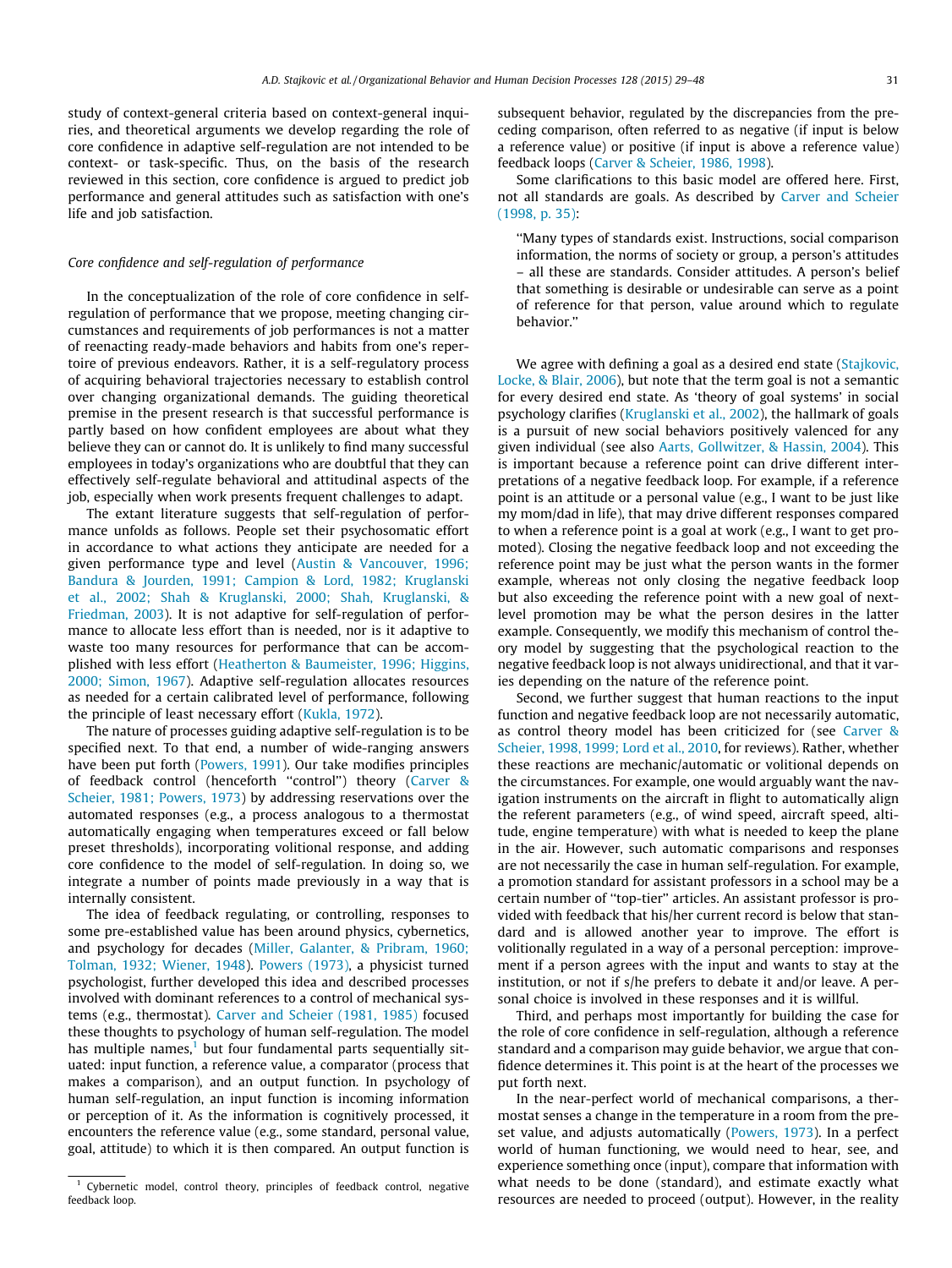study of context-general criteria based on context-general inquiries, and theoretical arguments we develop regarding the role of core confidence in adaptive self-regulation are not intended to be context- or task-specific. Thus, on the basis of the research reviewed in this section, core confidence is argued to predict job performance and general attitudes such as satisfaction with one's life and job satisfaction.

*Core confidence and self-regulation of performance*

In the conceptualization of the role of core confidence in self-regulation of performance that we propose, meeting changing circumstances and requirements of job performances is not a matter of reenacting ready-made behaviors and habits from one's repertoire of previous endeavors. Rather, it is a self-regulatory process of acquiring behavioral trajectories necessary to establish control over changing organizational demands. The guiding theoretical premise in the present research is that successful performance is partly based on how confident employees are about what they believe they can or cannot do. It is unlikely to find many successful employees in today's organizations who are doubtful that they can effectively self-regulate behavioral and attitudinal aspects of the job, especially when work presents frequent challenges to adapt.

The extant literature suggests that self-regulation of performance unfolds as follows. People set their psychosomatic effort in accordance to what actions they anticipate are needed for a given performance type and level (Austin & Vancouver, 1996; Bandura & Jourden, 1991; Campion & Lord, 1982; Kruglanski et al., 2002; Shah & Kruglanski, 2000; Shah, Kruglanski, & Friedman, 2003). It is not adaptive for self-regulation of performance to allocate less effort than is needed, nor is it adaptive to waste too many resources for performance that can be accomplished with less effort (Heatherton & Baumeister, 1996; Higgins, 2000; Simon, 1967). Adaptive self-regulation allocates resources as needed for a certain calibrated level of performance, following the principle of least necessary effort (Kukla, 1972).

The nature of processes guiding adaptive self-regulation is to be specified next. To that end, a number of wide-ranging answers have been put forth (Powers, 1991). Our take modifies principles of feedback control (henceforth "control") theory (Carver & Scheier, 1981; Powers, 1973) by addressing reservations over the automated responses (e.g., a process analogous to a thermostat automatically engaging when temperatures exceed or fall below preset thresholds), incorporating volitional response, and adding core confidence to the model of self-regulation. In doing so, we integrate a number of points made previously in a way that is internally consistent.

The idea of feedback regulating, or controlling, responses to some pre-established value has been around physics, cybernetics, and psychology for decades (Miller, Galanter, & Pribram, 1960; Tolman, 1932; Wiener, 1948). Powers (1973), a physicist turned psychologist, further developed this idea and described processes involved with dominant references to a control of mechanical systems (e.g., thermostat). Carver and Scheier (1981, 1985) focused these thoughts to psychology of human self-regulation. The model has multiple names,[1] but four fundamental parts sequentially situated: input function, a reference value, a comparator (process that makes a comparison), and an output function. In psychology of human self-regulation, an input function is incoming information or perception of it. As the information is cognitively processed, it encounters the reference value (e.g., some standard, personal value, goal, attitude) to which it is then compared. An output function is subsequent behavior, regulated by the discrepancies from the preceding comparison, often referred to as negative (if input is below a reference value) or positive (if input is above a reference value) feedback loops (Carver & Scheier, 1986, 1998).

Some clarifications to this basic model are offered here. First, not all standards are goals. As described by Carver and Scheier (1998, p. 35):

> "Many types of standards exist. Instructions, social comparison information, the norms of society or group, a person's attitudes – all these are standards. Consider attitudes. A person's belief that something is desirable or undesirable can serve as a point of reference for that person, value around which to regulate behavior."

We agree with defining a goal as a desired end state (Stajkovic, Locke, & Blair, 2006), but note that the term goal is not a semantic for every desired end state. As 'theory of goal systems' in social psychology clarifies (Kruglanski et al., 2002), the hallmark of goals is a pursuit of new social behaviors positively valenced for any given individual (see also Aarts, Gollwitzer, & Hassin, 2004). This is important because a reference point can drive different interpretations of a negative feedback loop. For example, if a reference point is an attitude or a personal value (e.g., I want to be just like my mom/dad in life), that may drive different responses compared to when a reference point is a goal at work (e.g., I want to get promoted). Closing the negative feedback loop and not exceeding the reference point may be just what the person wants in the former example, whereas not only closing the negative feedback loop but also exceeding the reference point with a new goal of next-level promotion may be what the person desires in the latter example. Consequently, we modify this mechanism of control theory model by suggesting that the psychological reaction to the negative feedback loop is not always unidirectional, and that it varies depending on the nature of the reference point.

Second, we further suggest that human reactions to the input function and negative feedback loop are not necessarily automatic, as control theory model has been criticized for (see Carver & Scheier, 1998, 1999; Lord et al., 2010, for reviews). Rather, whether these reactions are mechanic/automatic or volitional depends on the circumstances. For example, one would arguably want the navigation instruments on the aircraft in flight to automatically align the referent parameters (e.g., of wind speed, aircraft speed, altitude, engine temperature) with what is needed to keep the plane in the air. However, such automatic comparisons and responses are not necessarily the case in human self-regulation. For example, a promotion standard for assistant professors in a school may be a certain number of "top-tier" articles. An assistant professor is provided with feedback that his/her current record is below that standard and is allowed another year to improve. The effort is volitionally regulated in a way of a personal perception: improvement if a person agrees with the input and wants to stay at the institution, or not if s/he prefers to debate it and/or leave. A personal choice is involved in these responses and it is willful.

Third, and perhaps most importantly for building the case for the role of core confidence in self-regulation, although a reference standard and a comparison may guide behavior, we argue that confidence determines it. This point is at the heart of the processes we put forth next.

In the near-perfect world of mechanical comparisons, a thermostat senses a change in the temperature in a room from the preset value, and adjusts automatically (Powers, 1973). In a perfect world of human functioning, we would need to hear, see, and experience something once (input), compare that information with what needs to be done (standard), and estimate exactly what resources are needed to proceed (output). However, in the reality

[1] Cybernetic model, control theory, principles of feedback control, negative feedback loop.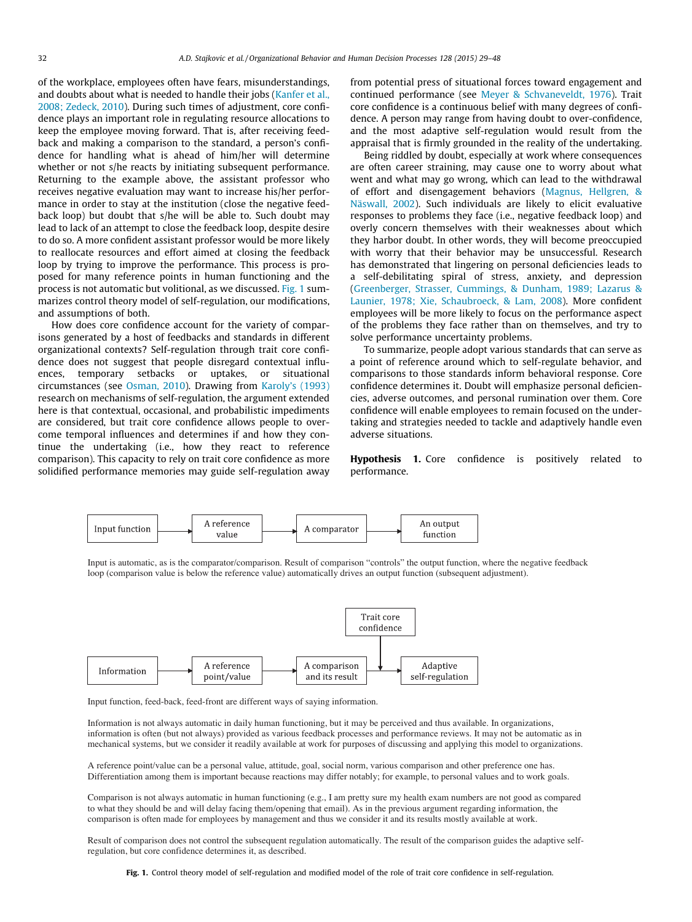of the workplace, employees often have fears, misunderstandings, and doubts about what is needed to handle their jobs (Kanfer et al., 2008; Zedeck, 2010). During such times of adjustment, core confidence plays an important role in regulating resource allocations to keep the employee moving forward. That is, after receiving feedback and making a comparison to the standard, a person's confidence for handling what is ahead of him/her will determine whether or not s/he reacts by initiating subsequent performance. Returning to the example above, the assistant professor who receives negative evaluation may want to increase his/her performance in order to stay at the institution (close the negative feedback loop) but doubt that s/he will be able to. Such doubt may lead to lack of an attempt to close the feedback loop, despite desire to do so. A more confident assistant professor would be more likely to reallocate resources and effort aimed at closing the feedback loop by trying to improve the performance. This process is proposed for many reference points in human functioning and the process is not automatic but volitional, as we discussed. Fig. 1 summarizes control theory model of self-regulation, our modifications, and assumptions of both.

How does core confidence account for the variety of comparisons generated by a host of feedbacks and standards in different organizational contexts? Self-regulation through trait core confidence does not suggest that people disregard contextual influences, temporary setbacks or uptakes, or situational circumstances (see Osman, 2010). Drawing from Karoly's (1993) research on mechanisms of self-regulation, the argument extended here is that contextual, occasional, and probabilistic impediments are considered, but trait core confidence allows people to overcome temporal influences and determines if and how they continue the undertaking (i.e., how they react to reference comparison). This capacity to rely on trait core confidence as more solidified performance memories may guide self-regulation away from potential press of situational forces toward engagement and continued performance (see Meyer & Schvaneveldt, 1976). Trait core confidence is a continuous belief with many degrees of confidence. A person may range from having doubt to over-confidence, and the most adaptive self-regulation would result from the appraisal that is firmly grounded in the reality of the undertaking.

Being riddled by doubt, especially at work where consequences are often career straining, may cause one to worry about what went and what may go wrong, which can lead to the withdrawal of effort and disengagement behaviors (Magnus, Hellgren, & Näswall, 2002). Such individuals are likely to elicit evaluative responses to problems they face (i.e., negative feedback loop) and overly concern themselves with their weaknesses about which they harbor doubt. In other words, they will become preoccupied with worry that their behavior may be unsuccessful. Research has demonstrated that lingering on personal deficiencies leads to a self-debilitating spiral of stress, anxiety, and depression (Greenberger, Strasser, Cummings, & Dunham, 1989; Lazarus & Launier, 1978; Xie, Schaubroeck, & Lam, 2008). More confident employees will be more likely to focus on the performance aspect of the problems they face rather than on themselves, and try to solve performance uncertainty problems.

To summarize, people adopt various standards that can serve as a point of reference around which to self-regulate behavior, and comparisons to those standards inform behavioral response. Core confidence determines it. Doubt will emphasize personal deficiencies, adverse outcomes, and personal rumination over them. Core confidence will enable employees to remain focused on the undertaking and strategies needed to tackle and adaptively handle even adverse situations.

**Hypothesis 1.** Core confidence is positively related to performance.

Input function → A reference value → A comparator → An output function

Input is automatic, as is the comparator/comparison. Result of comparison "controls" the output function, where the negative feedback loop (comparison value is below the reference value) automatically drives an output function (subsequent adjustment).

Trait core confidence

Information → A reference point/value → A comparison and its result → Adaptive self-regulation

Input function, feed-back, feed-front are different ways of saying information.

Information is not always automatic in daily human functioning, but it may be perceived and thus available. In organizations, information is often (but not always) provided as various feedback processes and performance reviews. It may not be automatic as in mechanical systems, but we consider it readily available at work for purposes of discussing and applying this model to organizations.

A reference point/value can be a personal value, attitude, goal, social norm, various comparison and other preference one has. Differentiation among them is important because reactions may differ notably; for example, to personal values and to work goals.

Comparison is not always automatic in human functioning (e.g., I am pretty sure my health exam numbers are not good as compared to what they should be and will delay facing them/opening that email). As in the previous argument regarding information, the comparison is often made for employees by management and thus we consider it and its results mostly available at work.

Result of comparison does not control the subsequent regulation automatically. The result of the comparison guides the adaptive self-regulation, but core confidence determines it, as described.

**Fig. 1.** Control theory model of self-regulation and modified model of the role of trait core confidence in self-regulation.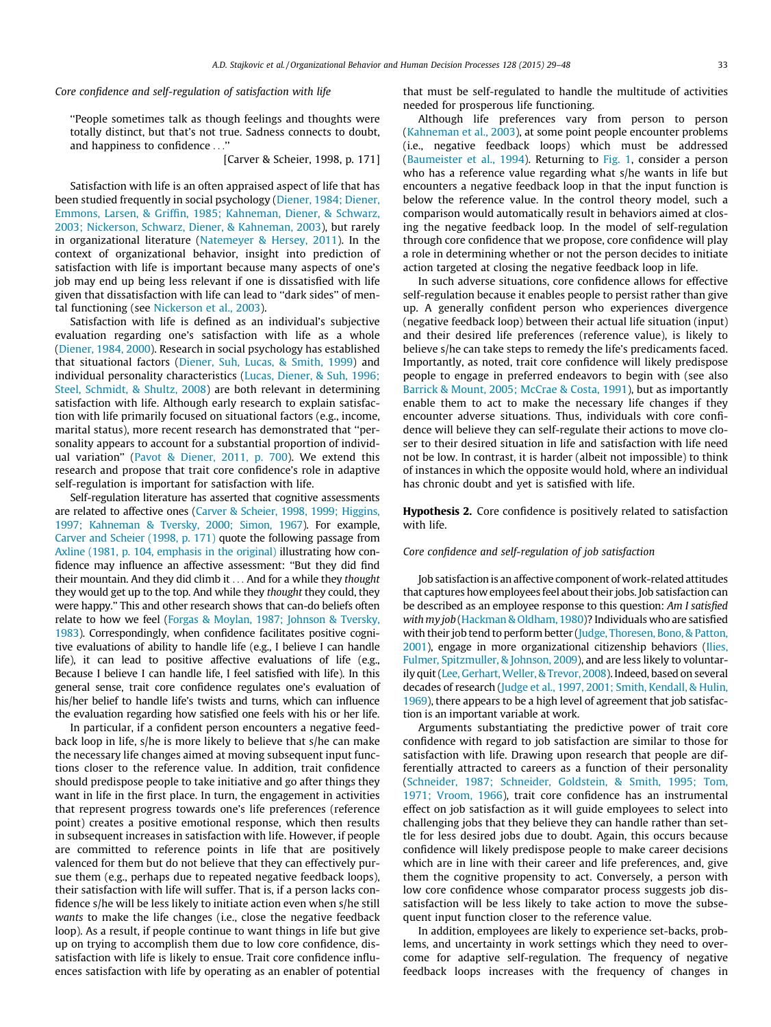### *Core confidence and self-regulation of satisfaction with life*

> "People sometimes talk as though feelings and thoughts were totally distinct, but that's not true. Sadness connects to doubt, and happiness to confidence ..."
>
> [Carver & Scheier, 1998, p. 171]

Satisfaction with life is an often appraised aspect of life that has been studied frequently in social psychology (Diener, 1984; Diener, Emmons, Larsen, & Griffin, 1985; Kahneman, Diener, & Schwarz, 2003; Nickerson, Schwarz, Diener, & Kahneman, 2003), but rarely in organizational literature (Natemeyer & Hersey, 2011). In the context of organizational behavior, insight into prediction of satisfaction with life is important because many aspects of one's job may end up being less relevant if one is dissatisfied with life given that dissatisfaction with life can lead to "dark sides" of mental functioning (see Nickerson et al., 2003).

Satisfaction with life is defined as an individual's subjective evaluation regarding one's satisfaction with life as a whole (Diener, 1984, 2000). Research in social psychology has established that situational factors (Diener, Suh, Lucas, & Smith, 1999) and individual personality characteristics (Lucas, Diener, & Suh, 1996; Steel, Schmidt, & Shultz, 2008) are both relevant in determining satisfaction with life. Although early research to explain satisfaction with life primarily focused on situational factors (e.g., income, marital status), more recent research has demonstrated that "personality appears to account for a substantial proportion of individual variation" (Pavot & Diener, 2011, p. 700). We extend this research and propose that trait core confidence's role in adaptive self-regulation is important for satisfaction with life.

Self-regulation literature has asserted that cognitive assessments are related to affective ones (Carver & Scheier, 1998, 1999; Higgins, 1997; Kahneman & Tversky, 2000; Simon, 1967). For example, Carver and Scheier (1998, p. 171) quote the following passage from Axline (1981, p. 104, emphasis in the original) illustrating how confidence may influence an affective assessment: "But they did find their mountain. And they did climb it ... And for a while they *thought* they would get up to the top. And while they *thought* they could, they were happy." This and other research shows that can-do beliefs often relate to how we feel (Forgas & Moylan, 1987; Johnson & Tversky, 1983). Correspondingly, when confidence facilitates positive cognitive evaluations of ability to handle life (e.g., I believe I can handle life), it can lead to positive affective evaluations of life (e.g., Because I believe I can handle life, I feel satisfied with life). In this general sense, trait core confidence regulates one's evaluation of his/her belief to handle life's twists and turns, which can influence the evaluation regarding how satisfied one feels with his or her life.

In particular, if a confident person encounters a negative feedback loop in life, s/he is more likely to believe that s/he can make the necessary life changes aimed at moving subsequent input functions closer to the reference value. In addition, trait confidence should predispose people to take initiative and go after things they want in life in the first place. In turn, the engagement in activities that represent progress towards one's life preferences (reference point) creates a positive emotional response, which then results in subsequent increases in satisfaction with life. However, if people are committed to reference points in life that are positively valenced for them but do not believe that they can effectively pursue them (e.g., perhaps due to repeated negative feedback loops), their satisfaction with life will suffer. That is, if a person lacks confidence s/he will be less likely to initiate action even when s/he still *wants* to make the life changes (i.e., close the negative feedback loop). As a result, if people continue to want things in life but give up on trying to accomplish them due to low core confidence, dissatisfaction with life is likely to ensue. Trait core confidence influences satisfaction with life by operating as an enabler of potential that must be self-regulated to handle the multitude of activities needed for prosperous life functioning.

Although life preferences vary from person to person (Kahneman et al., 2003), at some point people encounter problems (i.e., negative feedback loops) which must be addressed (Baumeister et al., 1994). Returning to Fig. 1, consider a person who has a reference value regarding what s/he wants in life but encounters a negative feedback loop in that the input function is below the reference value. In the control theory model, such a comparison would automatically result in behaviors aimed at closing the negative feedback loop. In the model of self-regulation through core confidence that we propose, core confidence will play a role in determining whether or not the person decides to initiate action targeted at closing the negative feedback loop in life.

In such adverse situations, core confidence allows for effective self-regulation because it enables people to persist rather than give up. A generally confident person who experiences divergence (negative feedback loop) between their actual life situation (input) and their desired life preferences (reference value), is likely to believe s/he can take steps to remedy the life's predicaments faced. Importantly, as noted, trait core confidence will likely predispose people to engage in preferred endeavors to begin with (see also Barrick & Mount, 2005; McCrae & Costa, 1991), but as importantly enable them to act to make the necessary life changes if they encounter adverse situations. Thus, individuals with core confidence will believe they can self-regulate their actions to move closer to their desired situation in life and satisfaction with life need not be low. In contrast, it is harder (albeit not impossible) to think of instances in which the opposite would hold, where an individual has chronic doubt and yet is satisfied with life.

**Hypothesis 2.** Core confidence is positively related to satisfaction with life.

### *Core confidence and self-regulation of job satisfaction*

Job satisfaction is an affective component of work-related attitudes that captures how employees feel about their jobs. Job satisfaction can be described as an employee response to this question: *Am I satisfied with my job* (Hackman & Oldham, 1980)? Individuals who are satisfied with their job tend to perform better (Judge, Thoresen, Bono, & Patton, 2001), engage in more organizational citizenship behaviors (Ilies, Fulmer, Spitzmuller, & Johnson, 2009), and are less likely to voluntarily quit (Lee, Gerhart, Weller, & Trevor, 2008). Indeed, based on several decades of research (Judge et al., 1997, 2001; Smith, Kendall, & Hulin, 1969), there appears to be a high level of agreement that job satisfaction is an important variable at work.

Arguments substantiating the predictive power of trait core confidence with regard to job satisfaction are similar to those for satisfaction with life. Drawing upon research that people are differentially attracted to careers as a function of their personality (Schneider, 1987; Schneider, Goldstein, & Smith, 1995; Tom, 1971; Vroom, 1966), trait core confidence has an instrumental effect on job satisfaction as it will guide employees to select into challenging jobs that they believe they can handle rather than settle for less desired jobs due to doubt. Again, this occurs because confidence will likely predispose people to make career decisions which are in line with their career and life preferences, and, give them the cognitive propensity to act. Conversely, a person with low core confidence whose comparator process suggests job dissatisfaction will be less likely to take action to move the subsequent input function closer to the reference value.

In addition, employees are likely to experience set-backs, problems, and uncertainty in work settings which they need to overcome for adaptive self-regulation. The frequency of negative feedback loops increases with the frequency of changes in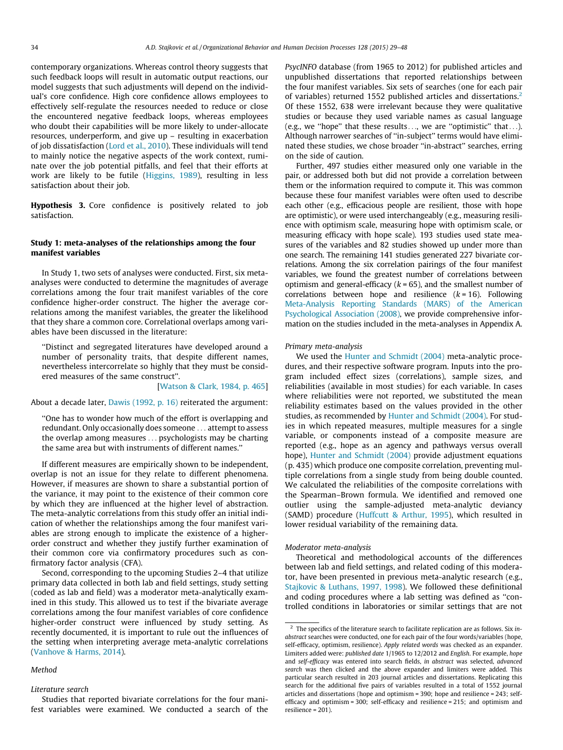contemporary organizations. Whereas control theory suggests that such feedback loops will result in automatic output reactions, our model suggests that such adjustments will depend on the individual's core confidence. High core confidence allows employees to effectively self-regulate the resources needed to reduce or close the encountered negative feedback loops, whereas employees who doubt their capabilities will be more likely to under-allocate resources, underperform, and give up – resulting in exacerbation of job dissatisfaction (Lord et al., 2010). These individuals will tend to mainly notice the negative aspects of the work context, ruminate over the job potential pitfalls, and feel that their efforts at work are likely to be futile (Higgins, 1989), resulting in less satisfaction about their job.

**Hypothesis 3.** Core confidence is positively related to job satisfaction.

## Study 1: meta-analyses of the relationships among the four manifest variables

In Study 1, two sets of analyses were conducted. First, six meta-analyses were conducted to determine the magnitudes of average correlations among the four trait manifest variables of the core confidence higher-order construct. The higher the average correlations among the manifest variables, the greater the likelihood that they share a common core. Correlational overlaps among variables have been discussed in the literature:

> ''Distinct and segregated literatures have developed around a number of personality traits, that despite different names, nevertheless intercorrelate so highly that they must be considered measures of the same construct''.
>
> [Watson & Clark, 1984, p. 465]

About a decade later, Dawis (1992, p. 16) reiterated the argument:

> ''One has to wonder how much of the effort is overlapping and redundant. Only occasionally does someone ... attempt to assess the overlap among measures ... psychologists may be charting the same area but with instruments of different names.''

If different measures are empirically shown to be independent, overlap is not an issue for they relate to different phenomena. However, if measures are shown to share a substantial portion of the variance, it may point to the existence of their common core by which they are influenced at the higher level of abstraction. The meta-analytic correlations from this study offer an initial indication of whether the relationships among the four manifest variables are strong enough to implicate the existence of a higher-order construct and whether they justify further examination of their common core via confirmatory procedures such as confirmatory factor analysis (CFA).

Second, corresponding to the upcoming Studies 2–4 that utilize primary data collected in both lab and field settings, study setting (coded as lab and field) was a moderator meta-analytically examined in this study. This allowed us to test if the bivariate average correlations among the four manifest variables of core confidence higher-order construct were influenced by study setting. As recently documented, it is important to rule out the influences of the setting when interpreting average meta-analytic correlations (Vanhove & Harms, 2014).

### Method

#### Literature search

Studies that reported bivariate correlations for the four manifest variables were examined. We conducted a search of the *PsycINFO* database (from 1965 to 2012) for published articles and unpublished dissertations that reported relationships between the four manifest variables. Six sets of searches (one for each pair of variables) returned 1552 published articles and dissertations.[2] Of these 1552, 638 were irrelevant because they were qualitative studies or because they used variable names as casual language (e.g., we ''hope'' that these results..., we are ''optimistic'' that...). Although narrower searches of ''in-subject'' terms would have eliminated these studies, we chose broader ''in-abstract'' searches, erring on the side of caution.

Further, 497 studies either measured only one variable in the pair, or addressed both but did not provide a correlation between them or the information required to compute it. This was common because these four manifest variables were often used to describe each other (e.g., efficacious people are resilient, those with hope are optimistic), or were used interchangeably (e.g., measuring resilience with optimism scale, measuring hope with optimism scale, or measuring efficacy with hope scale). 193 studies used state measures of the variables and 82 studies showed up under more than one search. The remaining 141 studies generated 227 bivariate correlations. Among the six correlation pairings of the four manifest variables, we found the greatest number of correlations between optimism and general-efficacy ($k = 65$), and the smallest number of correlations between hope and resilience ($k = 16$). Following Meta-Analysis Reporting Standards (MARS) of the American Psychological Association (2008), we provide comprehensive information on the studies included in the meta-analyses in Appendix A.

#### Primary meta-analysis

We used the Hunter and Schmidt (2004) meta-analytic procedures, and their respective software program. Inputs into the program included effect sizes (correlations), sample sizes, and reliabilities (available in most studies) for each variable. In cases where reliabilities were not reported, we substituted the mean reliability estimates based on the values provided in the other studies, as recommended by Hunter and Schmidt (2004). For studies in which repeated measures, multiple measures for a single variable, or components instead of a composite measure are reported (e.g., hope as an agency and pathways versus overall hope), Hunter and Schmidt (2004) provide adjustment equations (p. 435) which produce one composite correlation, preventing multiple correlations from a single study from being double counted. We calculated the reliabilities of the composite correlations with the Spearman–Brown formula. We identified and removed one outlier using the sample-adjusted meta-analytic deviancy (SAMD) procedure (Huffcutt & Arthur, 1995), which resulted in lower residual variability of the remaining data.

#### Moderator meta-analysis

Theoretical and methodological accounts of the differences between lab and field settings, and related coding of this moderator, have been presented in previous meta-analytic research (e.g., Stajkovic & Luthans, 1997, 1998). We followed these definitional and coding procedures where a lab setting was defined as ''controlled conditions in laboratories or similar settings that are not

---

[2] The specifics of the literature search to facilitate replication are as follows. Six *in-abstract* searches were conducted, one for each pair of the four words/variables (hope, self-efficacy, optimism, resilience). *Apply related words* was checked as an expander. Limiters added were: *published date* 1/1965 to 12/2012 and *English*. For example, *hope* and *self-efficacy* was entered into search fields, *in abstract* was selected, *advanced search* was then clicked and the above expander and limiters were added. This particular search resulted in 203 journal articles and dissertations. Replicating this search for the additional five pairs of variables resulted in a total of 1552 journal articles and dissertations (hope and optimism = 390; hope and resilience = 243; self-efficacy and optimism = 300; self-efficacy and resilience = 215; and optimism and resilience = 201).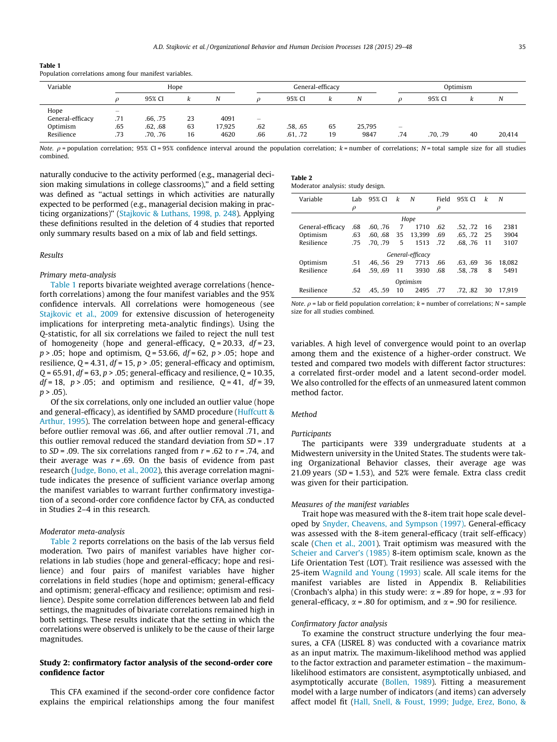**Table 1**
Population correlations among four manifest variables.

| Variable | Hope | | | | General-efficacy | | | | Optimism | | | |
|---|---|---|---|---|---|---|---|---|---|---|---|---|
| | $\rho$ | 95% CI | $k$ | $N$ | $\rho$ | 95% CI | $k$ | $N$ | $\rho$ | 95% CI | $k$ | $N$ |
| Hope | – | | | | | | | | | | | |
| General-efficacy | .71 | .66, .75 | 23 | 4091 | – | | | | | | | |
| Optimism | .65 | .62, .68 | 63 | 17,925 | .62 | .58, .65 | 65 | 25,795 | – | | | |
| Resilience | .73 | .70, .76 | 16 | 4620 | .66 | .61, .72 | 19 | 9847 | .74 | .70, .79 | 40 | 20,414 |

*Note.* $\rho$ = population correlation; 95% CI = 95% confidence interval around the population correlation; $k$ = number of correlations; $N$ = total sample size for all studies combined.

naturally conducive to the activity performed (e.g., managerial decision making simulations in college classrooms)," and a field setting was defined as "actual settings in which activities are naturally expected to be performed (e.g., managerial decision making in practicing organizations)" (Stajkovic & Luthans, 1998, p. 248). Applying these definitions resulted in the deletion of 4 studies that reported only summary results based on a mix of lab and field settings.

### Results

#### Primary meta-analysis

Table 1 reports bivariate weighted average correlations (henceforth correlations) among the four manifest variables and the 95% confidence intervals. All correlations were homogeneous (see Stajkovic et al., 2009 for extensive discussion of heterogeneity implications for interpreting meta-analytic findings). Using the $Q$-statistic, for all six correlations we failed to reject the null test of homogeneity (hope and general-efficacy, $Q = 20.33$, $df = 23$, $p > .05$; hope and optimism, $Q = 53.66$, $df = 62$, $p > .05$; hope and resilience, $Q = 4.31$, $df = 15$, $p > .05$; general-efficacy and optimism, $Q = 65.91$, $df = 63$, $p > .05$; general-efficacy and resilience, $Q = 10.35$, $df = 18$, $p > .05$; and optimism and resilience, $Q = 41$, $df = 39$, $p > .05$).

Of the six correlations, only one included an outlier value (hope and general-efficacy), as identified by SAMD procedure (Huffcutt & Arthur, 1995). The correlation between hope and general-efficacy before outlier removal was .66, and after outlier removal .71, and this outlier removal reduced the standard deviation from $SD = .17$ to $SD = .09$. The six correlations ranged from $r = .62$ to $r = .74$, and their average was $r = .69$. On the basis of evidence from past research (Judge, Bono, et al., 2002), this average correlation magnitude indicates the presence of sufficient variance overlap among the manifest variables to warrant further confirmatory investigation of a second-order core confidence factor by CFA, as conducted in Studies 2–4 in this research.

#### Moderator meta-analysis

Table 2 reports correlations on the basis of the lab versus field moderation. Two pairs of manifest variables have higher correlations in lab studies (hope and general-efficacy; hope and resilience) and four pairs of manifest variables have higher correlations in field studies (hope and optimism; general-efficacy and optimism; general-efficacy and resilience; optimism and resilience). Despite some correlation differences between lab and field settings, the magnitudes of bivariate correlations remained high in both settings. These results indicate that the setting in which the correlations were observed is unlikely to be the cause of their large magnitudes.

## Study 2: confirmatory factor analysis of the second-order core confidence factor

This CFA examined if the second-order core confidence factor explains the empirical relationships among the four manifest variables. A high level of convergence would point to an overlap among them and the existence of a higher-order construct. We tested and compared two models with different factor structures: a correlated first-order model and a latent second-order model. We also controlled for the effects of an unmeasured latent common method factor.

**Table 2**
Moderator analysis: study design.

| Variable | Lab $\rho$ | 95% CI | $k$ | $N$ | Field $\rho$ | 95% CI | $k$ | $N$ |
|---|---|---|---|---|---|---|---|---|
| | | | | *Hope* | | | | |
| General-efficacy | .68 | .60, .76 | 7 | 1710 | .62 | .52, .72 | 16 | 2381 |
| Optimism | .63 | .60, .68 | 35 | 13,399 | .69 | .65, .72 | 25 | 3904 |
| Resilience | .75 | .70, .79 | 5 | 1513 | .72 | .68, .76 | 11 | 3107 |
| | | | | *General-efficacy* | | | | |
| Optimism | .51 | .46, .56 | 29 | 7713 | .66 | .63, .69 | 36 | 18,082 |
| Resilience | .64 | .59, .69 | 11 | 3930 | .68 | .58, .78 | 8 | 5491 |
| | | | | *Optimism* | | | | |
| Resilience | .52 | .45, .59 | 10 | 2495 | .77 | .72, .82 | 30 | 17,919 |

*Note.* $\rho$ = lab or field population correlation; $k$ = number of correlations; $N$ = sample size for all studies combined.

### Method

#### Participants

The participants were 339 undergraduate students at a Midwestern university in the United States. The students were taking Organizational Behavior classes, their average age was 21.09 years ($SD = 1.53$), and 52% were female. Extra class credit was given for their participation.

#### Measures of the manifest variables

Trait hope was measured with the 8-item trait hope scale developed by Snyder, Cheavens, and Sympson (1997). General-efficacy was assessed with the 8-item general-efficacy (trait self-efficacy) scale (Chen et al., 2001). Trait optimism was measured with the Scheier and Carver's (1985) 8-item optimism scale, known as the Life Orientation Test (LOT). Trait resilience was assessed with the 25-item Wagnild and Young (1993) scale. All scale items for the manifest variables are listed in Appendix B. Reliabilities (Cronbach's alpha) in this study were: $\alpha = .89$ for hope, $\alpha = .93$ for general-efficacy, $\alpha = .80$ for optimism, and $\alpha = .90$ for resilience.

#### Confirmatory factor analysis

To examine the construct structure underlying the four measures, a CFA (LISREL 8) was conducted with a covariance matrix as an input matrix. The maximum-likelihood method was applied to the factor extraction and parameter estimation – the maximum-likelihood estimators are consistent, asymptotically unbiased, and asymptotically accurate (Bollen, 1989). Fitting a measurement model with a large number of indicators (and items) can adversely affect model fit (Hall, Snell, & Foust, 1999; Judge, Erez, Bono, &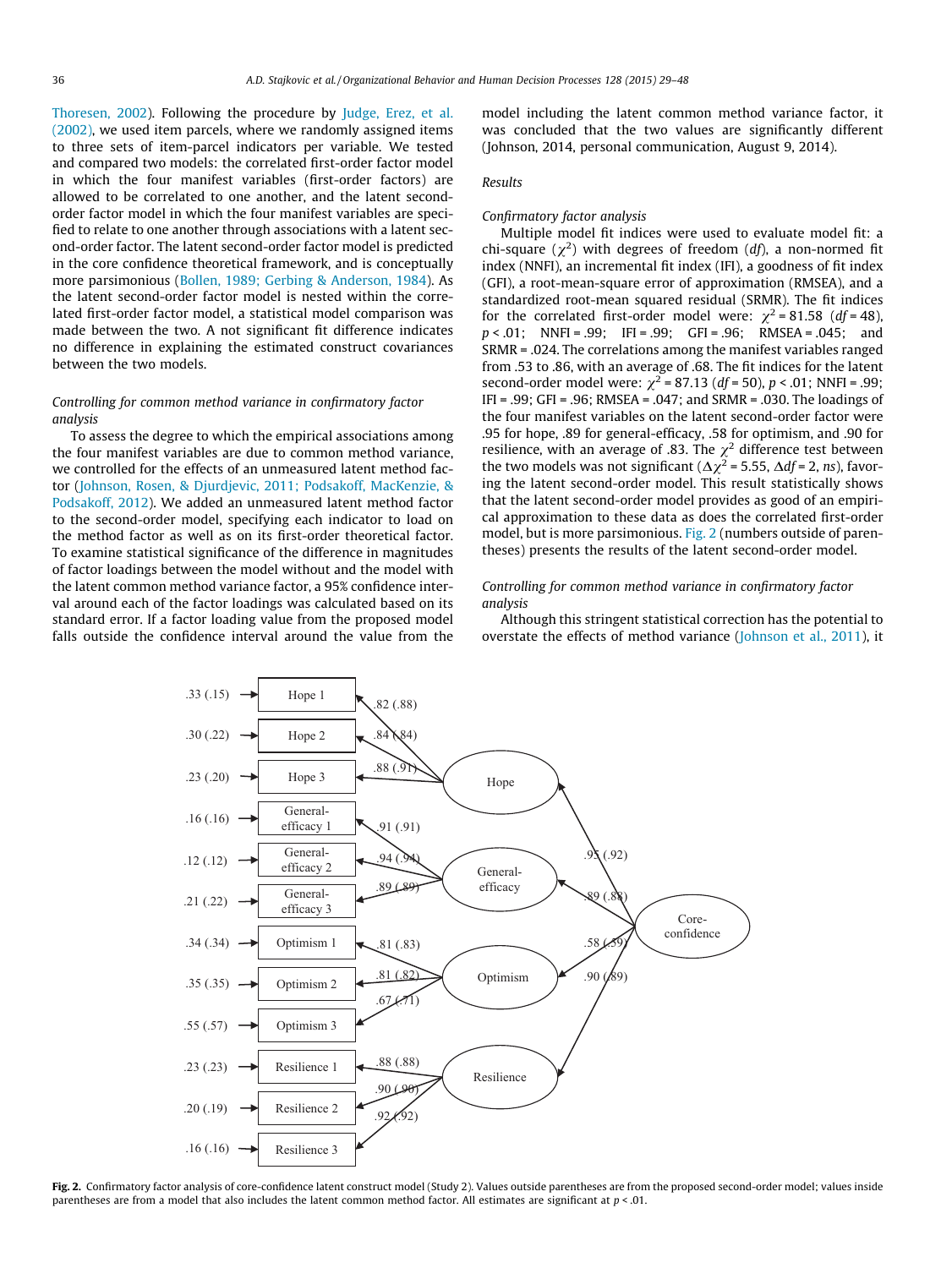Thoresen, 2002). Following the procedure by Judge, Erez, et al. (2002), we used item parcels, where we randomly assigned items to three sets of item-parcel indicators per variable. We tested and compared two models: the correlated first-order factor model in which the four manifest variables (first-order factors) are allowed to be correlated to one another, and the latent second-order factor model in which the four manifest variables are specified to relate to one another through associations with a latent second-order factor. The latent second-order factor model is predicted in the core confidence theoretical framework, and is conceptually more parsimonious (Bollen, 1989; Gerbing & Anderson, 1984). As the latent second-order factor model is nested within the correlated first-order factor model, a statistical model comparison was made between the two. A not significant fit difference indicates no difference in explaining the estimated construct covariances between the two models.

### *Controlling for common method variance in confirmatory factor analysis*

To assess the degree to which the empirical associations among the four manifest variables are due to common method variance, we controlled for the effects of an unmeasured latent method factor (Johnson, Rosen, & Djurdjevic, 2011; Podsakoff, MacKenzie, & Podsakoff, 2012). We added an unmeasured latent method factor to the second-order model, specifying each indicator to load on the method factor as well as on its first-order theoretical factor. To examine statistical significance of the difference in magnitudes of factor loadings between the model without and the model with the latent common method variance factor, a 95% confidence interval around each of the factor loadings was calculated based on its standard error. If a factor loading value from the proposed model falls outside the confidence interval around the value from the model including the latent common method variance factor, it was concluded that the two values are significantly different (Johnson, 2014, personal communication, August 9, 2014).

### *Results*

### *Confirmatory factor analysis*

Multiple model fit indices were used to evaluate model fit: a chi-square ($\chi^2$) with degrees of freedom (*df*), a non-normed fit index (NNFI), an incremental fit index (IFI), a goodness of fit index (GFI), a root-mean-square error of approximation (RMSEA), and a standardized root-mean squared residual (SRMR). The fit indices for the correlated first-order model were: $\chi^2 = 81.58$ ($df = 48$), $p < .01$; NNFI = .99; IFI = .99; GFI = .96; RMSEA = .045; and SRMR = .024. The correlations among the manifest variables ranged from .53 to .86, with an average of .68. The fit indices for the latent second-order model were: $\chi^2 = 87.13$ ($df = 50$), $p < .01$; NNFI = .99; IFI = .99; GFI = .96; RMSEA = .047; and SRMR = .030. The loadings of the four manifest variables on the latent second-order factor were .95 for hope, .89 for general-efficacy, .58 for optimism, and .90 for resilience, with an average of .83. The $\chi^2$ difference test between the two models was not significant ($\Delta\chi^2 = 5.55$, $\Delta df = 2$, *ns*), favoring the latent second-order model. This result statistically shows that the latent second-order model provides as good of an empirical approximation to these data as does the correlated first-order model, but is more parsimonious. Fig. 2 (numbers outside of parentheses) presents the results of the latent second-order model.

### *Controlling for common method variance in confirmatory factor analysis*

Although this stringent statistical correction has the potential to overstate the effects of method variance (Johnson et al., 2011), it

**Fig. 2.** Confirmatory factor analysis of core-confidence latent construct model (Study 2). Values outside parentheses are from the proposed second-order model; values inside parentheses are from a model that also includes the latent common method factor. All estimates are significant at $p < .01$.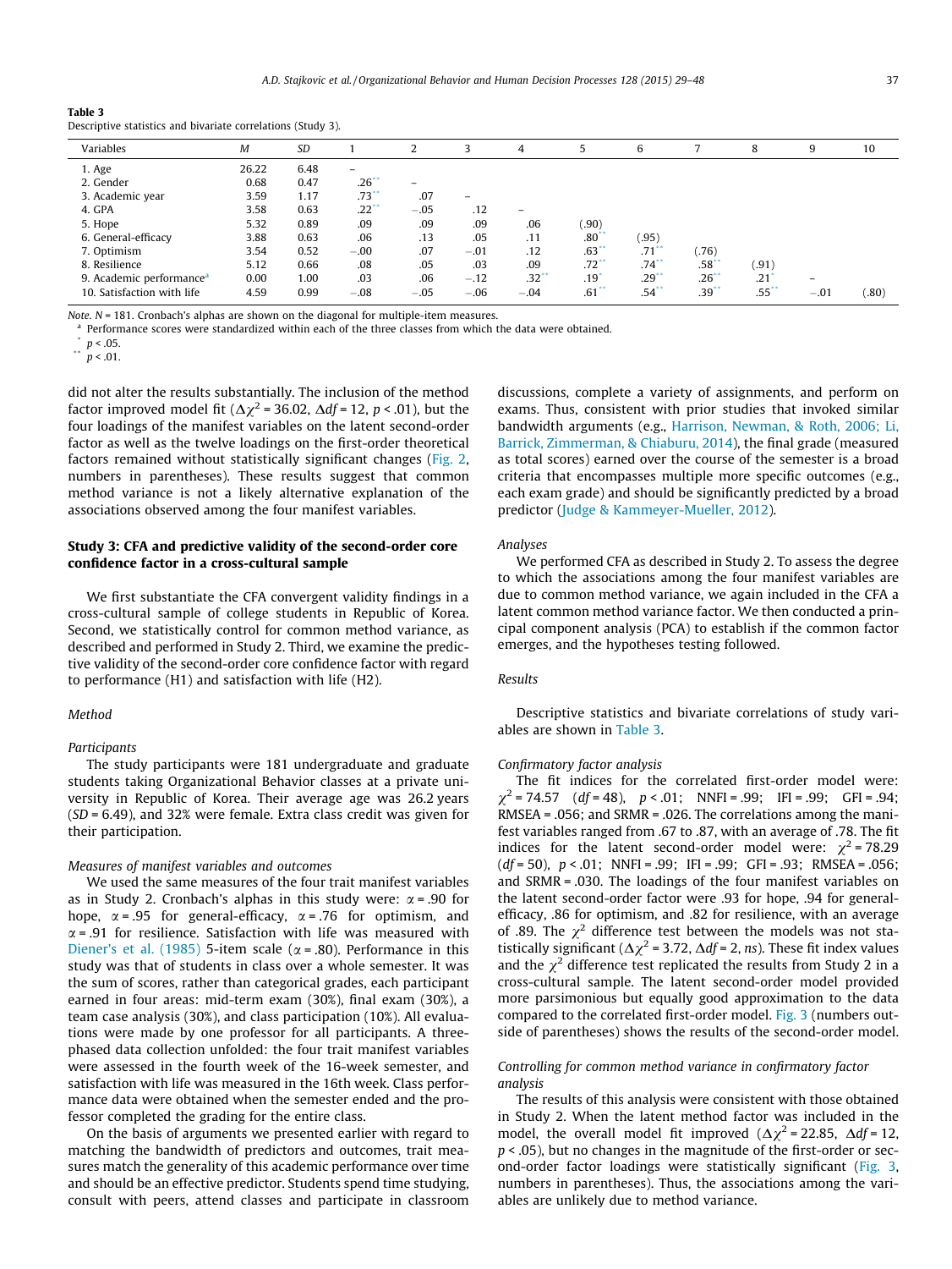**Table 3**
Descriptive statistics and bivariate correlations (Study 3).

| Variables | M | SD | 1 | 2 | 3 | 4 | 5 | 6 | 7 | 8 | 9 | 10 |
|---|---|---|---|---|---|---|---|---|---|---|---|---|
| 1. Age | 26.22 | 6.48 | – | | | | | | | | | |
| 2. Gender | 0.68 | 0.47 | .26** | – | | | | | | | | |
| 3. Academic year | 3.59 | 1.17 | .73** | .07 | – | | | | | | | |
| 4. GPA | 3.58 | 0.63 | .22** | −.05 | .12 | – | | | | | | |
| 5. Hope | 5.32 | 0.89 | .09 | .09 | .09 | .06 | (.90) | | | | | |
| 6. General-efficacy | 3.88 | 0.63 | .06 | .13 | .05 | .11 | .80** | (.95) | | | | |
| 7. Optimism | 3.54 | 0.52 | −.00 | .07 | −.01 | .12 | .63** | .71** | (.76) | | | |
| 8. Resilience | 5.12 | 0.66 | .08 | .05 | .03 | .09 | .72** | .74** | .58** | (.91) | | |
| 9. Academic performance[a] | 0.00 | 1.00 | .03 | .06 | −.12 | .32** | .19* | .29** | .26** | .21* | – | |
| 10. Satisfaction with life | 4.59 | 0.99 | −.08 | −.05 | −.06 | −.04 | .61** | .54** | .39** | .55** | −.01 | (.80) |

*Note.* $N = 181$. Cronbach's alphas are shown on the diagonal for multiple-item measures.
[a] Performance scores were standardized within each of the three classes from which the data were obtained.
\* $p < .05$.
\*\* $p < .01$.

did not alter the results substantially. The inclusion of the method factor improved model fit ($\Delta\chi^2 = 36.02$, $\Delta df = 12$, $p < .01$), but the four loadings of the manifest variables on the latent second-order factor as well as the twelve loadings on the first-order theoretical factors remained without statistically significant changes (Fig. 2, numbers in parentheses). These results suggest that common method variance is not a likely alternative explanation of the associations observed among the four manifest variables.

## Study 3: CFA and predictive validity of the second-order core confidence factor in a cross-cultural sample

We first substantiate the CFA convergent validity findings in a cross-cultural sample of college students in Republic of Korea. Second, we statistically control for common method variance, as described and performed in Study 2. Third, we examine the predictive validity of the second-order core confidence factor with regard to performance (H1) and satisfaction with life (H2).

### *Method*

#### *Participants*

The study participants were 181 undergraduate and graduate students taking Organizational Behavior classes at a private university in Republic of Korea. Their average age was 26.2 years ($SD = 6.49$), and 32% were female. Extra class credit was given for their participation.

#### *Measures of manifest variables and outcomes*

We used the same measures of the four trait manifest variables as in Study 2. Cronbach's alphas in this study were: $\alpha = .90$ for hope, $\alpha = .95$ for general-efficacy, $\alpha = .76$ for optimism, and $\alpha = .91$ for resilience. Satisfaction with life was measured with Diener's et al. (1985) 5-item scale ($\alpha = .80$). Performance in this study was that of students in class over a whole semester. It was the sum of scores, rather than categorical grades, each participant earned in four areas: mid-term exam (30%), final exam (30%), a team case analysis (30%), and class participation (10%). All evaluations were made by one professor for all participants. A three-phased data collection unfolded: the four trait manifest variables were assessed in the fourth week of the 16-week semester, and satisfaction with life was measured in the 16th week. Class performance data were obtained when the semester ended and the professor completed the grading for the entire class.

On the basis of arguments we presented earlier with regard to matching the bandwidth of predictors and outcomes, trait measures match the generality of this academic performance over time and should be an effective predictor. Students spend time studying, consult with peers, attend classes and participate in classroom discussions, complete a variety of assignments, and perform on exams. Thus, consistent with prior studies that invoked similar bandwidth arguments (e.g., Harrison, Newman, & Roth, 2006; Li, Barrick, Zimmerman, & Chiaburu, 2014), the final grade (measured as total scores) earned over the course of the semester is a broad criteria that encompasses multiple more specific outcomes (e.g., each exam grade) and should be significantly predicted by a broad predictor (Judge & Kammeyer-Mueller, 2012).

#### *Analyses*

We performed CFA as described in Study 2. To assess the degree to which the associations among the four manifest variables are due to common method variance, we again included in the CFA a latent common method variance factor. We then conducted a principal component analysis (PCA) to establish if the common factor emerges, and the hypotheses testing followed.

### *Results*

Descriptive statistics and bivariate correlations of study variables are shown in Table 3.

#### *Confirmatory factor analysis*

The fit indices for the correlated first-order model were: $\chi^2 = 74.57$ ($df = 48$), $p < .01$; NNFI = .99; IFI = .99; GFI = .94; RMSEA = .056; and SRMR = .026. The correlations among the manifest variables ranged from .67 to .87, with an average of .78. The fit indices for the latent second-order model were: $\chi^2 = 78.29$ ($df = 50$), $p < .01$; NNFI = .99; IFI = .99; GFI = .93; RMSEA = .056; and SRMR = .030. The loadings of the four manifest variables on the latent second-order factor were .93 for hope, .94 for general-efficacy, .86 for optimism, and .82 for resilience, with an average of .89. The $\chi^2$ difference test between the models was not statistically significant ($\Delta\chi^2 = 3.72$, $\Delta df = 2$, *ns*). These fit index values and the $\chi^2$ difference test replicated the results from Study 2 in a cross-cultural sample. The latent second-order model provided more parsimonious but equally good approximation to the data compared to the correlated first-order model. Fig. 3 (numbers outside of parentheses) shows the results of the second-order model.

#### *Controlling for common method variance in confirmatory factor analysis*

The results of this analysis were consistent with those obtained in Study 2. When the latent method factor was included in the model, the overall model fit improved ($\Delta\chi^2 = 22.85$, $\Delta df = 12$, $p < .05$), but no changes in the magnitude of the first-order or second-order factor loadings were statistically significant (Fig. 3, numbers in parentheses). Thus, the associations among the variables are unlikely due to method variance.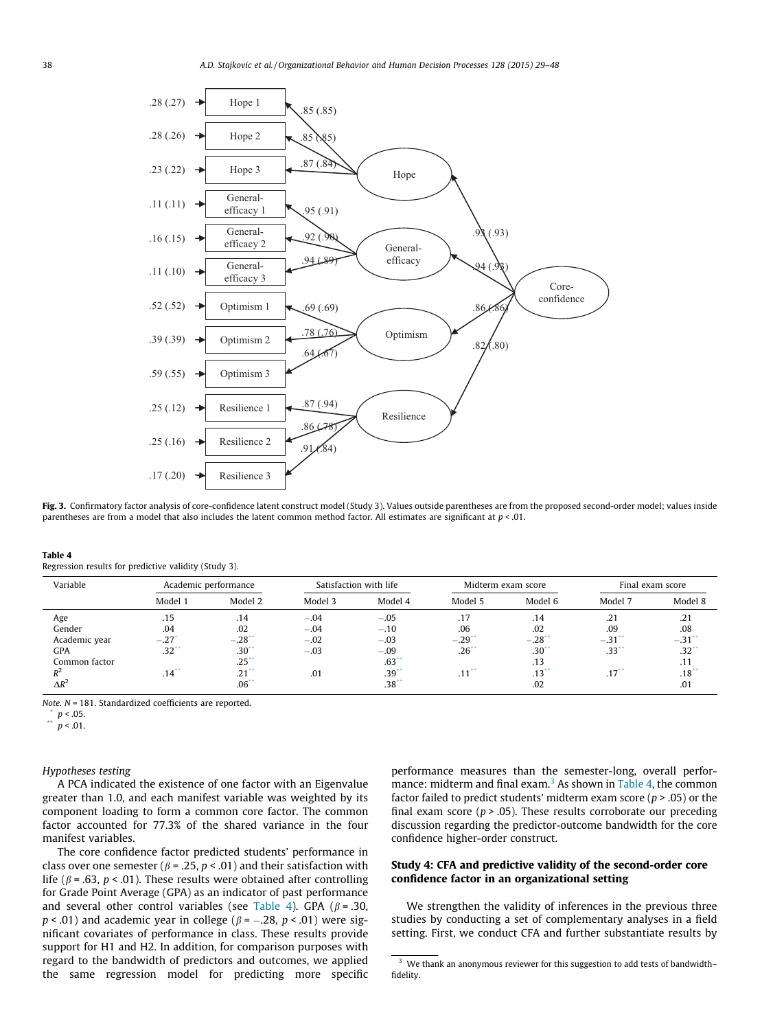Fig. 3. Confirmatory factor analysis of core-confidence latent construct model (Study 3). Values outside parentheses are from the proposed second-order model; values inside parentheses are from a model that also includes the latent common method factor. All estimates are significant at $p < .01$.

**Table 4**
Regression results for predictive validity (Study 3).

| Variable | Academic performance | | Satisfaction with life | | Midterm exam score | | Final exam score | |
|---|---|---|---|---|---|---|---|---|
| | Model 1 | Model 2 | Model 3 | Model 4 | Model 5 | Model 6 | Model 7 | Model 8 |
| Age | .15 | .14 | −.04 | −.05 | .17 | .14 | .21 | .21 |
| Gender | .04 | .02 | −.04 | −.10 | .06 | .02 | .09 | .08 |
| Academic year | −.27* | −.28** | −.02 | −.03 | −.29** | −.28** | −.31** | −.31** |
| GPA | .32** | .30** | −.03 | −.09 | .26** | .30** | .33** | .32** |
| Common factor | | .25** | | .63** | | .13 | | .11 |
| $R^2$ | .14** | .21** | .01 | .39** | .11** | .13** | .17** | .18** |
| $\Delta R^2$ | | .06** | | .38** | | .02 | | .01 |

*Note.* $N = 181$. Standardized coefficients are reported.
* $p < .05$.
** $p < .01$.

*Hypotheses testing*

A PCA indicated the existence of one factor with an Eigenvalue greater than 1.0, and each manifest variable was weighted by its component loading to form a common core factor. The common factor accounted for 77.3% of the shared variance in the four manifest variables.

The core confidence factor predicted students' performance in class over one semester ($\beta = .25$, $p < .01$) and their satisfaction with life ($\beta = .63$, $p < .01$). These results were obtained after controlling for Grade Point Average (GPA) as an indicator of past performance and several other control variables (see Table 4). GPA ($\beta = .30$, $p < .01$) and academic year in college ($\beta = -.28$, $p < .01$) were significant covariates of performance in class. These results provide support for H1 and H2. In addition, for comparison purposes with regard to the bandwidth of predictors and outcomes, we applied the same regression model for predicting more specific performance measures than the semester-long, overall performance: midterm and final exam.[3] As shown in Table 4, the common factor failed to predict students' midterm exam score ($p > .05$) or the final exam score ($p > .05$). These results corroborate our preceding discussion regarding the predictor-outcome bandwidth for the core confidence higher-order construct.

## Study 4: CFA and predictive validity of the second-order core confidence factor in an organizational setting

We strengthen the validity of inferences in the previous three studies by conducting a set of complementary analyses in a field setting. First, we conduct CFA and further substantiate results by

[3] We thank an anonymous reviewer for this suggestion to add tests of bandwidth–fidelity.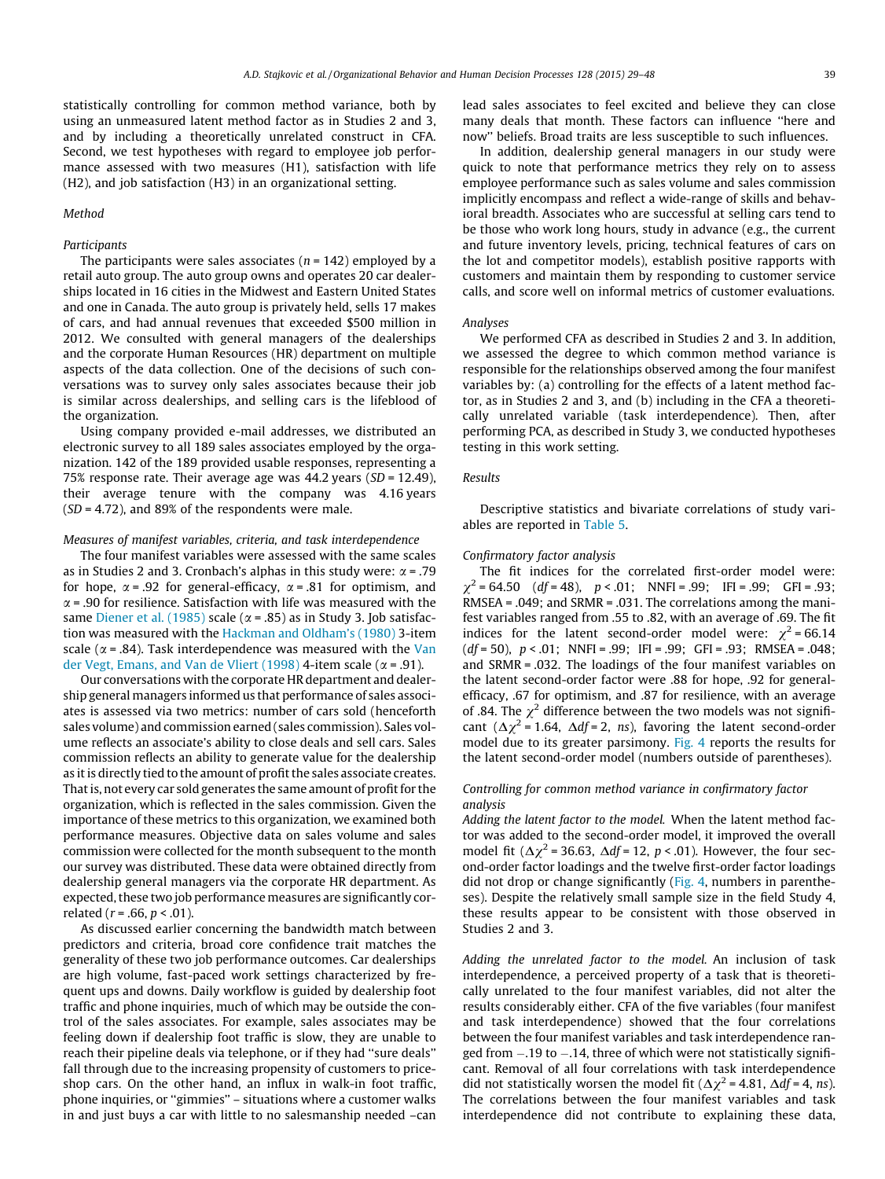statistically controlling for common method variance, both by using an unmeasured latent method factor as in Studies 2 and 3, and by including a theoretically unrelated construct in CFA. Second, we test hypotheses with regard to employee job performance assessed with two measures (H1), satisfaction with life (H2), and job satisfaction (H3) in an organizational setting.

### Method

#### Participants

The participants were sales associates ($n = 142$) employed by a retail auto group. The auto group owns and operates 20 car dealerships located in 16 cities in the Midwest and Eastern United States and one in Canada. The auto group is privately held, sells 17 makes of cars, and had annual revenues that exceeded $500 million in 2012. We consulted with general managers of the dealerships and the corporate Human Resources (HR) department on multiple aspects of the data collection. One of the decisions of such conversations was to survey only sales associates because their job is similar across dealerships, and selling cars is the lifeblood of the organization.

Using company provided e-mail addresses, we distributed an electronic survey to all 189 sales associates employed by the organization. 142 of the 189 provided usable responses, representing a 75% response rate. Their average age was 44.2 years ($SD = 12.49$), their average tenure with the company was 4.16 years ($SD = 4.72$), and 89% of the respondents were male.

#### Measures of manifest variables, criteria, and task interdependence

The four manifest variables were assessed with the same scales as in Studies 2 and 3. Cronbach's alphas in this study were: $\alpha = .79$ for hope, $\alpha = .92$ for general-efficacy, $\alpha = .81$ for optimism, and $\alpha = .90$ for resilience. Satisfaction with life was measured with the same Diener et al. (1985) scale ($\alpha = .85$) as in Study 3. Job satisfaction was measured with the Hackman and Oldham's (1980) 3-item scale ($\alpha = .84$). Task interdependence was measured with the Van der Vegt, Emans, and Van de Vliert (1998) 4-item scale ($\alpha = .91$).

Our conversations with the corporate HR department and dealership general managers informed us that performance of sales associates is assessed via two metrics: number of cars sold (henceforth sales volume) and commission earned (sales commission). Sales volume reflects an associate's ability to close deals and sell cars. Sales commission reflects an ability to generate value for the dealership as it is directly tied to the amount of profit the sales associate creates. That is, not every car sold generates the same amount of profit for the organization, which is reflected in the sales commission. Given the importance of these metrics to this organization, we examined both performance measures. Objective data on sales volume and sales commission were collected for the month subsequent to the month our survey was distributed. These data were obtained directly from dealership general managers via the corporate HR department. As expected, these two job performance measures are significantly correlated ($r = .66$, $p < .01$).

As discussed earlier concerning the bandwidth match between predictors and criteria, broad core confidence trait matches the generality of these two job performance outcomes. Car dealerships are high volume, fast-paced work settings characterized by frequent ups and downs. Daily workflow is guided by dealership foot traffic and phone inquiries, much of which may be outside the control of the sales associates. For example, sales associates may be feeling down if dealership foot traffic is slow, they are unable to reach their pipeline deals via telephone, or if they had "sure deals" fall through due to the increasing propensity of customers to price-shop cars. On the other hand, an influx in walk-in foot traffic, phone inquiries, or "gimmies" – situations where a customer walks in and just buys a car with little to no salesmanship needed –can lead sales associates to feel excited and believe they can close many deals that month. These factors can influence "here and now" beliefs. Broad traits are less susceptible to such influences.

In addition, dealership general managers in our study were quick to note that performance metrics they rely on to assess employee performance such as sales volume and sales commission implicitly encompass and reflect a wide-range of skills and behavioral breadth. Associates who are successful at selling cars tend to be those who work long hours, study in advance (e.g., the current and future inventory levels, pricing, technical features of cars on the lot and competitor models), establish positive rapports with customers and maintain them by responding to customer service calls, and score well on informal metrics of customer evaluations.

#### Analyses

We performed CFA as described in Studies 2 and 3. In addition, we assessed the degree to which common method variance is responsible for the relationships observed among the four manifest variables by: (a) controlling for the effects of a latent method factor, as in Studies 2 and 3, and (b) including in the CFA a theoretically unrelated variable (task interdependence). Then, after performing PCA, as described in Study 3, we conducted hypotheses testing in this work setting.

### Results

Descriptive statistics and bivariate correlations of study variables are reported in Table 5.

#### Confirmatory factor analysis

The fit indices for the correlated first-order model were: $\chi^2 = 64.50$ ($df = 48$), $p < .01$; NNFI = .99; IFI = .99; GFI = .93; RMSEA = .049; and SRMR = .031. The correlations among the manifest variables ranged from .55 to .82, with an average of .69. The fit indices for the latent second-order model were: $\chi^2 = 66.14$ ($df = 50$), $p < .01$; NNFI = .99; IFI = .99; GFI = .93; RMSEA = .048; and SRMR = .032. The loadings of the four manifest variables on the latent second-order factor were .88 for hope, .92 for general-efficacy, .67 for optimism, and .87 for resilience, with an average of .84. The $\chi^2$ difference between the two models was not significant ($\Delta\chi^2 = 1.64$, $\Delta df = 2$, *ns*), favoring the latent second-order model due to its greater parsimony. Fig. 4 reports the results for the latent second-order model (numbers outside of parentheses).

#### Controlling for common method variance in confirmatory factor analysis

*Adding the latent factor to the model.* When the latent method factor was added to the second-order model, it improved the overall model fit ($\Delta\chi^2 = 36.63$, $\Delta df = 12$, $p < .01$). However, the four second-order factor loadings and the twelve first-order factor loadings did not drop or change significantly (Fig. 4, numbers in parentheses). Despite the relatively small sample size in the field Study 4, these results appear to be consistent with those observed in Studies 2 and 3.

*Adding the unrelated factor to the model.* An inclusion of task interdependence, a perceived property of a task that is theoretically unrelated to the four manifest variables, did not alter the results considerably either. CFA of the five variables (four manifest and task interdependence) showed that the four correlations between the four manifest variables and task interdependence ranged from −.19 to −.14, three of which were not statistically significant. Removal of all four correlations with task interdependence did not statistically worsen the model fit ($\Delta\chi^2 = 4.81$, $\Delta df = 4$, *ns*). The correlations between the four manifest variables and task interdependence did not contribute to explaining these data,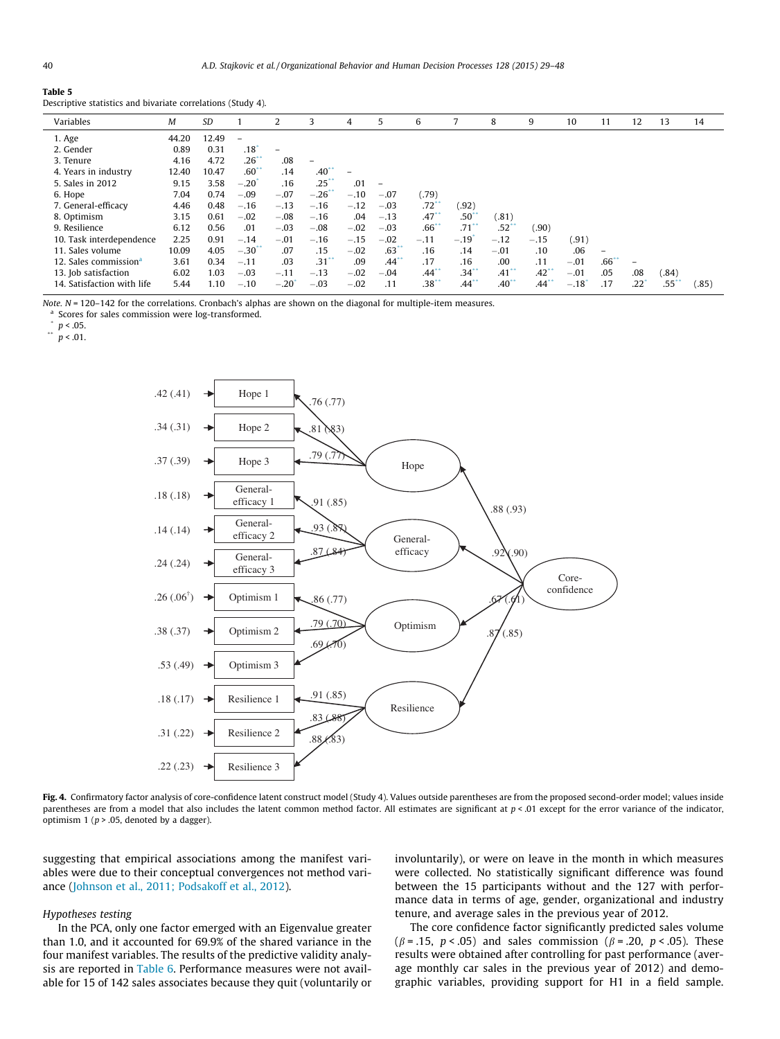**Table 5**
Descriptive statistics and bivariate correlations (Study 4).

| Variables | *M* | *SD* | 1 | 2 | 3 | 4 | 5 | 6 | 7 | 8 | 9 | 10 | 11 | 12 | 13 | 14 |
|---|---|---|---|---|---|---|---|---|---|---|---|---|---|---|---|---|
| 1. Age | 44.20 | 12.49 | – | | | | | | | | | | | | | |
| 2. Gender | 0.89 | 0.31 | .18* | – | | | | | | | | | | | | |
| 3. Tenure | 4.16 | 4.72 | .26** | .08 | – | | | | | | | | | | | |
| 4. Years in industry | 12.40 | 10.47 | .60** | .14 | .40** | – | | | | | | | | | | |
| 5. Sales in 2012 | 9.15 | 3.58 | −.20* | .16 | .25** | .01 | – | | | | | | | | | |
| 6. Hope | 7.04 | 0.74 | −.09 | −.07 | −.26** | −.10 | −.07 | (.79) | | | | | | | | |
| 7. General-efficacy | 4.46 | 0.48 | −.16 | −.13 | −.16 | −.12 | −.03 | .72** | (.92) | | | | | | | |
| 8. Optimism | 3.15 | 0.61 | −.02 | −.08 | −.16 | .04 | −.13 | .47** | .50** | (.81) | | | | | | |
| 9. Resilience | 6.12 | 0.56 | .01 | −.03 | −.08 | −.02 | −.03 | .66** | .71** | .52** | (.90) | | | | | |
| 10. Task interdependence | 2.25 | 0.91 | −.14 | −.01 | −.16 | −.15 | −.02 | −.11 | −.19* | −.12 | −.15 | (.91) | | | | |
| 11. Sales volume | 10.09 | 4.05 | −.30** | .07 | .15 | −.02 | .63** | .16 | .14 | −.01 | .10 | .06 | – | | | |
| 12. Sales commission[a] | 3.61 | 0.34 | −.11 | .03 | .31** | .09 | .44** | .17 | .16 | .00 | .11 | −.01 | .66** | – | | |
| 13. Job satisfaction | 6.02 | 1.03 | −.03 | −.11 | −.13 | −.02 | −.04 | .44** | .34** | .41** | .42** | −.01 | .05 | .08 | (.84) | |
| 14. Satisfaction with life | 5.44 | 1.10 | −.10 | −.20* | −.03 | −.02 | .11 | .38** | .44** | .40** | .44** | −.18* | .17 | .22* | .55** | (.85) |

*Note.* $N$ = 120–142 for the correlations. Cronbach's alphas are shown on the diagonal for multiple-item measures.
[a] Scores for sales commission were log-transformed.
* $p < .05$.
** $p < .01$.

**Fig. 4.** Confirmatory factor analysis of core-confidence latent construct model (Study 4). Values outside parentheses are from the proposed second-order model; values inside parentheses are from a model that also includes the latent common method factor. All estimates are significant at $p < .01$ except for the error variance of the indicator, optimism 1 ($p > .05$, denoted by a dagger).

suggesting that empirical associations among the manifest variables were due to their conceptual convergences not method variance (Johnson et al., 2011; Podsakoff et al., 2012).

*Hypotheses testing*

In the PCA, only one factor emerged with an Eigenvalue greater than 1.0, and it accounted for 69.9% of the shared variance in the four manifest variables. The results of the predictive validity analysis are reported in Table 6. Performance measures were not available for 15 of 142 sales associates because they quit (voluntarily or involuntarily), or were on leave in the month in which measures were collected. No statistically significant difference was found between the 15 participants without and the 127 with performance data in terms of age, gender, organizational and industry tenure, and average sales in the previous year of 2012.

The core confidence factor significantly predicted sales volume ($\beta = .15$, $p < .05$) and sales commission ($\beta = .20$, $p < .05$). These results were obtained after controlling for past performance (average monthly car sales in the previous year of 2012) and demographic variables, providing support for H1 in a field sample.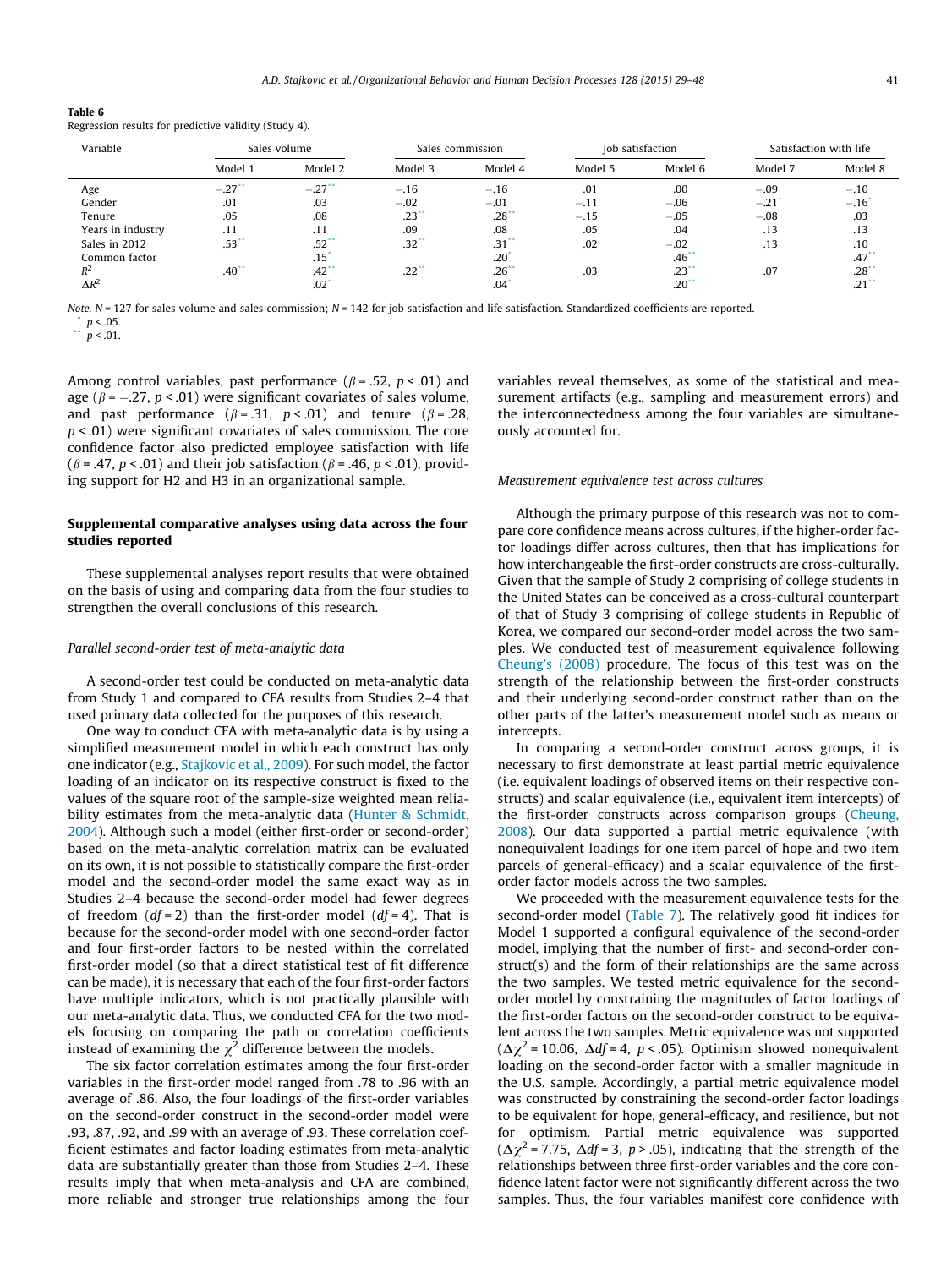**Table 6**
Regression results for predictive validity (Study 4).

| Variable | Sales volume | | Sales commission | | Job satisfaction | | Satisfaction with life | |
|---|---|---|---|---|---|---|---|---|
| | Model 1 | Model 2 | Model 3 | Model 4 | Model 5 | Model 6 | Model 7 | Model 8 |
| Age | −.27** | −.27** | −.16 | −.16 | .01 | .00 | −.09 | −.10 |
| Gender | .01 | .03 | −.02 | −.01 | −.11 | −.06 | −.21* | −.16* |
| Tenure | .05 | .08 | .23** | .28** | −.15 | −.05 | −.08 | .03 |
| Years in industry | .11 | .11 | .09 | .08 | .05 | .04 | .13 | .13 |
| Sales in 2012 | .53** | .52** | .32** | .31** | .02 | −.02 | .13 | .10 |
| Common factor | | .15* | | .20* | | .46** | | .47** |
| $R^2$ | .40** | .42** | .22** | .26** | .03 | .23** | .07 | .28** |
| $\Delta R^2$ | | .02* | | .04* | | .20** | | .21** |

*Note.* $N$ = 127 for sales volume and sales commission; $N$ = 142 for job satisfaction and life satisfaction. Standardized coefficients are reported.
\* $p < .05$.
\*\* $p < .01$.

Among control variables, past performance ($\beta = .52$, $p < .01$) and age ($\beta = -.27$, $p < .01$) were significant covariates of sales volume, and past performance ($\beta = .31$, $p < .01$) and tenure ($\beta = .28$, $p < .01$) were significant covariates of sales commission. The core confidence factor also predicted employee satisfaction with life ($\beta = .47$, $p < .01$) and their job satisfaction ($\beta = .46$, $p < .01$), providing support for H2 and H3 in an organizational sample.

## Supplemental comparative analyses using data across the four studies reported

These supplemental analyses report results that were obtained on the basis of using and comparing data from the four studies to strengthen the overall conclusions of this research.

### *Parallel second-order test of meta-analytic data*

A second-order test could be conducted on meta-analytic data from Study 1 and compared to CFA results from Studies 2–4 that used primary data collected for the purposes of this research.

One way to conduct CFA with meta-analytic data is by using a simplified measurement model in which each construct has only one indicator (e.g., Stajkovic et al., 2009). For such model, the factor loading of an indicator on its respective construct is fixed to the values of the square root of the sample-size weighted mean reliability estimates from the meta-analytic data (Hunter & Schmidt, 2004). Although such a model (either first-order or second-order) based on the meta-analytic correlation matrix can be evaluated on its own, it is not possible to statistically compare the first-order model and the second-order model the same exact way as in Studies 2–4 because the second-order model had fewer degrees of freedom ($df = 2$) than the first-order model ($df = 4$). That is because for the second-order model with one second-order factor and four first-order factors to be nested within the correlated first-order model (so that a direct statistical test of fit difference can be made), it is necessary that each of the four first-order factors have multiple indicators, which is not practically plausible with our meta-analytic data. Thus, we conducted CFA for the two models focusing on comparing the path or correlation coefficients instead of examining the $\chi^2$ difference between the models.

The six factor correlation estimates among the four first-order variables in the first-order model ranged from .78 to .96 with an average of .86. Also, the four loadings of the first-order variables on the second-order construct in the second-order model were .93, .87, .92, and .99 with an average of .93. These correlation coefficient estimates and factor loading estimates from meta-analytic data are substantially greater than those from Studies 2–4. These results imply that when meta-analysis and CFA are combined, more reliable and stronger true relationships among the four variables reveal themselves, as some of the statistical and measurement artifacts (e.g., sampling and measurement errors) and the interconnectedness among the four variables are simultaneously accounted for.

### *Measurement equivalence test across cultures*

Although the primary purpose of this research was not to compare core confidence means across cultures, if the higher-order factor loadings differ across cultures, then that has implications for how interchangeable the first-order constructs are cross-culturally. Given that the sample of Study 2 comprising of college students in the United States can be conceived as a cross-cultural counterpart of that of Study 3 comprising of college students in Republic of Korea, we compared our second-order model across the two samples. We conducted test of measurement equivalence following Cheung's (2008) procedure. The focus of this test was on the strength of the relationship between the first-order constructs and their underlying second-order construct rather than on the other parts of the latter's measurement model such as means or intercepts.

In comparing a second-order construct across groups, it is necessary to first demonstrate at least partial metric equivalence (i.e. equivalent loadings of observed items on their respective constructs) and scalar equivalence (i.e., equivalent item intercepts) of the first-order constructs across comparison groups (Cheung, 2008). Our data supported a partial metric equivalence (with nonequivalent loadings for one item parcel of hope and two item parcels of general-efficacy) and a scalar equivalence of the first-order factor models across the two samples.

We proceeded with the measurement equivalence tests for the second-order model (Table 7). The relatively good fit indices for Model 1 supported a configural equivalence of the second-order model, implying that the number of first- and second-order construct(s) and the form of their relationships are the same across the two samples. We tested metric equivalence for the second-order model by constraining the magnitudes of factor loadings of the first-order factors on the second-order construct to be equivalent across the two samples. Metric equivalence was not supported ($\Delta\chi^2 = 10.06$, $\Delta df = 4$, $p < .05$). Optimism showed nonequivalent loading on the second-order factor with a smaller magnitude in the U.S. sample. Accordingly, a partial metric equivalence model was constructed by constraining the second-order factor loadings to be equivalent for hope, general-efficacy, and resilience, but not for optimism. Partial metric equivalence was supported ($\Delta\chi^2 = 7.75$, $\Delta df = 3$, $p > .05$), indicating that the strength of the relationships between three first-order variables and the core confidence latent factor were not significantly different across the two samples. Thus, the four variables manifest core confidence with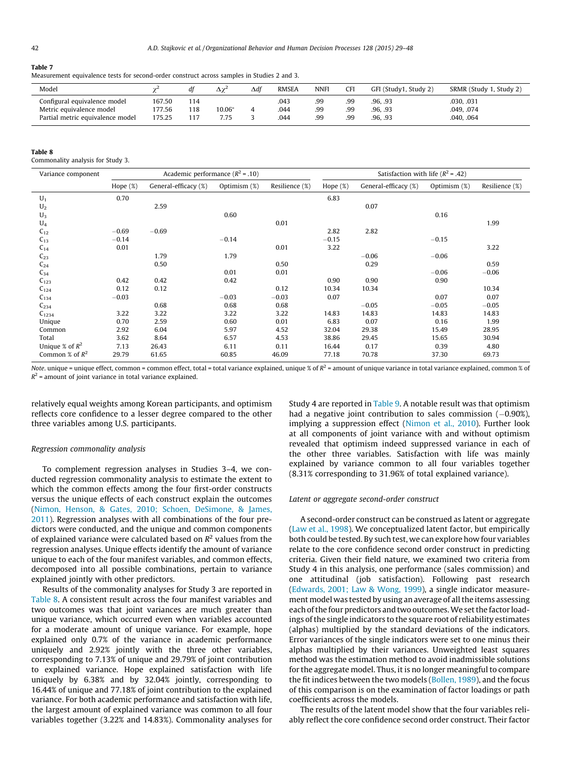**Table 7**
Measurement equivalence tests for second-order construct across samples in Studies 2 and 3.

| Model | $\chi^2$ | *df* | $\Delta\chi^2$ | $\Delta df$ | RMSEA | NNFI | CFI | GFI (Study1, Study 2) | SRMR (Study 1, Study 2) |
|---|---|---|---|---|---|---|---|---|---|
| Configural equivalence model | 167.50 | 114 | | | .043 | .99 | .99 | .96, .93 | .030, .031 |
| Metric equivalence model | 177.56 | 118 | 10.06* | 4 | .044 | .99 | .99 | .96, .93 | .049, .074 |
| Partial metric equivalence model | 175.25 | 117 | 7.75 | 3 | .044 | .99 | .99 | .96, .93 | .040, .064 |

**Table 8**
Commonality analysis for Study 3.

| Variance component | Academic performance ($R^2$ = .10) | | | | Satisfaction with life ($R^2$ = .42) | | | |
|---|---|---|---|---|---|---|---|---|
| | Hope (%) | General-efficacy (%) | Optimism (%) | Resilience (%) | Hope (%) | General-efficacy (%) | Optimism (%) | Resilience (%) |
| $U_1$ | 0.70 | | | | 6.83 | | | |
| $U_2$ | | 2.59 | | | | 0.07 | | |
| $U_3$ | | | 0.60 | | | | 0.16 | |
| $U_4$ | | | | 0.01 | | | | 1.99 |
| $C_{12}$ | −0.69 | −0.69 | | | 2.82 | 2.82 | | |
| $C_{13}$ | −0.14 | | −0.14 | | −0.15 | | −0.15 | |
| $C_{14}$ | 0.01 | | | 0.01 | 3.22 | | | 3.22 |
| $C_{23}$ | | 1.79 | 1.79 | | | −0.06 | −0.06 | |
| $C_{24}$ | | 0.50 | | 0.50 | | 0.29 | | 0.59 |
| $C_{34}$ | | | 0.01 | 0.01 | | | −0.06 | −0.06 |
| $C_{123}$ | 0.42 | 0.42 | 0.42 | | 0.90 | 0.90 | 0.90 | |
| $C_{124}$ | 0.12 | 0.12 | | 0.12 | 10.34 | 10.34 | | 10.34 |
| $C_{134}$ | −0.03 | | −0.03 | −0.03 | 0.07 | | 0.07 | 0.07 |
| $C_{234}$ | | 0.68 | 0.68 | 0.68 | | −0.05 | −0.05 | −0.05 |
| $C_{1234}$ | 3.22 | 3.22 | 3.22 | 3.22 | 14.83 | 14.83 | 14.83 | 14.83 |
| Unique | 0.70 | 2.59 | 0.60 | 0.01 | 6.83 | 0.07 | 0.16 | 1.99 |
| Common | 2.92 | 6.04 | 5.97 | 4.52 | 32.04 | 29.38 | 15.49 | 28.95 |
| Total | 3.62 | 8.64 | 6.57 | 4.53 | 38.86 | 29.45 | 15.65 | 30.94 |
| Unique % of $R^2$ | 7.13 | 26.43 | 6.11 | 0.11 | 16.44 | 0.17 | 0.39 | 4.80 |
| Common % of $R^2$ | 29.79 | 61.65 | 60.85 | 46.09 | 77.18 | 70.78 | 37.30 | 69.73 |

*Note*. unique = unique effect, common = common effect, total = total variance explained, unique % of $R^2$ = amount of unique variance in total variance explained, common % of $R^2$ = amount of joint variance in total variance explained.

relatively equal weights among Korean participants, and optimism reflects core confidence to a lesser degree compared to the other three variables among U.S. participants.

### *Regression commonality analysis*

To complement regression analyses in Studies 3–4, we conducted regression commonality analysis to estimate the extent to which the common effects among the four first-order constructs versus the unique effects of each construct explain the outcomes (Nimon, Henson, & Gates, 2010; Schoen, DeSimone, & James, 2011). Regression analyses with all combinations of the four predictors were conducted, and the unique and common components of explained variance were calculated based on $R^2$ values from the regression analyses. Unique effects identify the amount of variance unique to each of the four manifest variables, and common effects, decomposed into all possible combinations, pertain to variance explained jointly with other predictors.

Results of the commonality analyses for Study 3 are reported in Table 8. A consistent result across the four manifest variables and two outcomes was that joint variances are much greater than unique variance, which occurred even when variables accounted for a moderate amount of unique variance. For example, hope explained only 0.7% of the variance in academic performance uniquely and 2.92% jointly with the three other variables, corresponding to 7.13% of unique and 29.79% of joint contribution to explained variance. Hope explained satisfaction with life uniquely by 6.38% and by 32.04% jointly, corresponding to 16.44% of unique and 77.18% of joint contribution to the explained variance. For both academic performance and satisfaction with life, the largest amount of explained variance was common to all four variables together (3.22% and 14.83%). Commonality analyses for Study 4 are reported in Table 9. A notable result was that optimism had a negative joint contribution to sales commission (−0.90%), implying a suppression effect (Nimon et al., 2010). Further look at all components of joint variance with and without optimism revealed that optimism indeed suppressed variance in each of the other three variables. Satisfaction with life was mainly explained by variance common to all four variables together (8.31% corresponding to 31.96% of total explained variance).

### *Latent or aggregate second-order construct*

A second-order construct can be construed as latent or aggregate (Law et al., 1998). We conceptualized latent factor, but empirically both could be tested. By such test, we can explore how four variables relate to the core confidence second order construct in predicting criteria. Given their field nature, we examined two criteria from Study 4 in this analysis, one performance (sales commission) and one attitudinal (job satisfaction). Following past research (Edwards, 2001; Law & Wong, 1999), a single indicator measurement model was tested by using an average of all the items assessing each of the four predictors and two outcomes. We set the factor loadings of the single indicators to the square root of reliability estimates (alphas) multiplied by the standard deviations of the indicators. Error variances of the single indicators were set to one minus their alphas multiplied by their variances. Unweighted least squares method was the estimation method to avoid inadmissible solutions for the aggregate model. Thus, it is no longer meaningful to compare the fit indices between the two models (Bollen, 1989), and the focus of this comparison is on the examination of factor loadings or path coefficients across the models.

The results of the latent model show that the four variables reliably reflect the core confidence second order construct. Their factor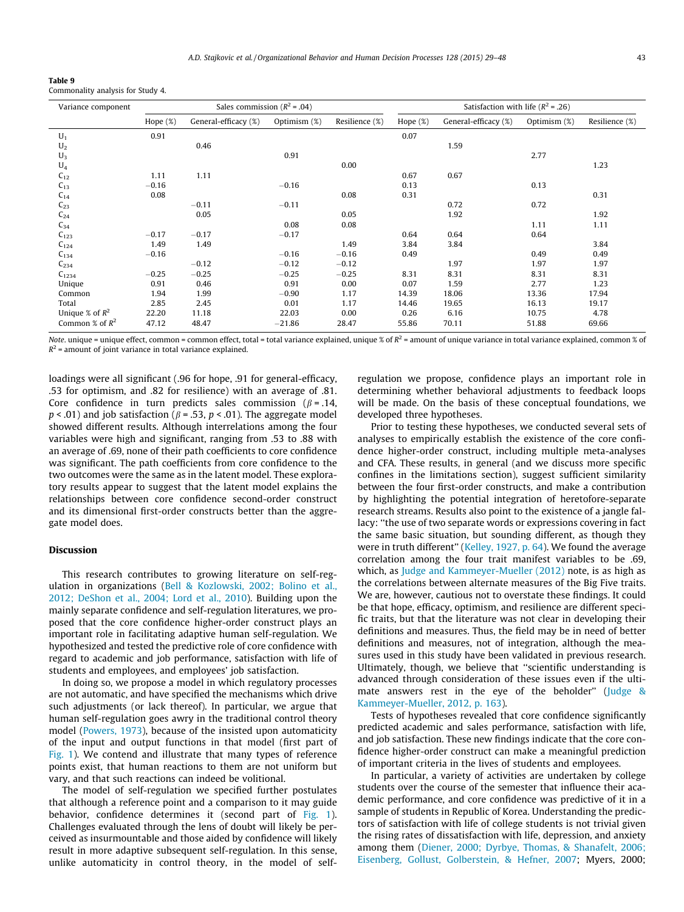**Table 9**
Commonality analysis for Study 4.

| Variance component | Sales commission ($R^2 = .04$) | | | | Satisfaction with life ($R^2 = .26$) | | | |
|---|---|---|---|---|---|---|---|---|
| | Hope (%) | General-efficacy (%) | Optimism (%) | Resilience (%) | Hope (%) | General-efficacy (%) | Optimism (%) | Resilience (%) |
| $U_1$ | 0.91 | | | | 0.07 | | | |
| $U_2$ | | 0.46 | | | | 1.59 | | |
| $U_3$ | | | 0.91 | | | | 2.77 | |
| $U_4$ | | | | 0.00 | | | | 1.23 |
| $C_{12}$ | 1.11 | 1.11 | | | 0.67 | 0.67 | | |
| $C_{13}$ | −0.16 | | −0.16 | | 0.13 | | 0.13 | |
| $C_{14}$ | 0.08 | | | 0.08 | 0.31 | | | 0.31 |
| $C_{23}$ | | −0.11 | −0.11 | | | 0.72 | 0.72 | |
| $C_{24}$ | | 0.05 | | 0.05 | | 1.92 | | 1.92 |
| $C_{34}$ | | | 0.08 | 0.08 | | | 1.11 | 1.11 |
| $C_{123}$ | −0.17 | −0.17 | −0.17 | | 0.64 | 0.64 | 0.64 | |
| $C_{124}$ | 1.49 | 1.49 | | 1.49 | 3.84 | 3.84 | | 3.84 |
| $C_{134}$ | −0.16 | | −0.16 | −0.16 | 0.49 | | 0.49 | 0.49 |
| $C_{234}$ | | −0.12 | −0.12 | −0.12 | | 1.97 | 1.97 | 1.97 |
| $C_{1234}$ | −0.25 | −0.25 | −0.25 | −0.25 | 8.31 | 8.31 | 8.31 | 8.31 |
| Unique | 0.91 | 0.46 | 0.91 | 0.00 | 0.07 | 1.59 | 2.77 | 1.23 |
| Common | 1.94 | 1.99 | −0.90 | 1.17 | 14.39 | 18.06 | 13.36 | 17.94 |
| Total | 2.85 | 2.45 | 0.01 | 1.17 | 14.46 | 19.65 | 16.13 | 19.17 |
| Unique % of $R^2$ | 22.20 | 11.18 | 22.03 | 0.00 | 0.26 | 6.16 | 10.75 | 4.78 |
| Common % of $R^2$ | 47.12 | 48.47 | −21.86 | 28.47 | 55.86 | 70.11 | 51.88 | 69.66 |

*Note*. unique = unique effect, common = common effect, total = total variance explained, unique % of $R^2$ = amount of unique variance in total variance explained, common % of $R^2$ = amount of joint variance in total variance explained.

loadings were all significant (.96 for hope, .91 for general-efficacy, .53 for optimism, and .82 for resilience) with an average of .81. Core confidence in turn predicts sales commission ($\beta = .14$, $p < .01$) and job satisfaction ($\beta = .53$, $p < .01$). The aggregate model showed different results. Although interrelations among the four variables were high and significant, ranging from .53 to .88 with an average of .69, none of their path coefficients to core confidence was significant. The path coefficients from core confidence to the two outcomes were the same as in the latent model. These exploratory results appear to suggest that the latent model explains the relationships between core confidence second-order construct and its dimensional first-order constructs better than the aggregate model does.

## Discussion

This research contributes to growing literature on self-regulation in organizations (Bell & Kozlowski, 2002; Bolino et al., 2012; DeShon et al., 2004; Lord et al., 2010). Building upon the mainly separate confidence and self-regulation literatures, we proposed that the core confidence higher-order construct plays an important role in facilitating adaptive human self-regulation. We hypothesized and tested the predictive role of core confidence with regard to academic and job performance, satisfaction with life of students and employees, and employees' job satisfaction.

In doing so, we propose a model in which regulatory processes are not automatic, and have specified the mechanisms which drive such adjustments (or lack thereof). In particular, we argue that human self-regulation goes awry in the traditional control theory model (Powers, 1973), because of the insisted upon automaticity of the input and output functions in that model (first part of Fig. 1). We contend and illustrate that many types of reference points exist, that human reactions to them are not uniform but vary, and that such reactions can indeed be volitional.

The model of self-regulation we specified further postulates that although a reference point and a comparison to it may guide behavior, confidence determines it (second part of Fig. 1). Challenges evaluated through the lens of doubt will likely be perceived as insurmountable and those aided by confidence will likely result in more adaptive subsequent self-regulation. In this sense, unlike automaticity in control theory, in the model of self-regulation we propose, confidence plays an important role in determining whether behavioral adjustments to feedback loops will be made. On the basis of these conceptual foundations, we developed three hypotheses.

Prior to testing these hypotheses, we conducted several sets of analyses to empirically establish the existence of the core confidence higher-order construct, including multiple meta-analyses and CFA. These results, in general (and we discuss more specific confines in the limitations section), suggest sufficient similarity between the four first-order constructs, and make a contribution by highlighting the potential integration of heretofore-separate research streams. Results also point to the existence of a jangle fallacy: "the use of two separate words or expressions covering in fact the same basic situation, but sounding different, as though they were in truth different" (Kelley, 1927, p. 64). We found the average correlation among the four trait manifest variables to be .69, which, as Judge and Kammeyer-Mueller (2012) note, is as high as the correlations between alternate measures of the Big Five traits. We are, however, cautious not to overstate these findings. It could be that hope, efficacy, optimism, and resilience are different specific traits, but that the literature was not clear in developing their definitions and measures. Thus, the field may be in need of better definitions and measures, not of integration, although the measures used in this study have been validated in previous research. Ultimately, though, we believe that "scientific understanding is advanced through consideration of these issues even if the ultimate answers rest in the eye of the beholder" (Judge & Kammeyer-Mueller, 2012, p. 163).

Tests of hypotheses revealed that core confidence significantly predicted academic and sales performance, satisfaction with life, and job satisfaction. These new findings indicate that the core confidence higher-order construct can make a meaningful prediction of important criteria in the lives of students and employees.

In particular, a variety of activities are undertaken by college students over the course of the semester that influence their academic performance, and core confidence was predictive of it in a sample of students in Republic of Korea. Understanding the predictors of satisfaction with life of college students is not trivial given the rising rates of dissatisfaction with life, depression, and anxiety among them (Diener, 2000; Dyrbye, Thomas, & Shanafelt, 2006; Eisenberg, Gollust, Golberstein, & Hefner, 2007; Myers, 2000;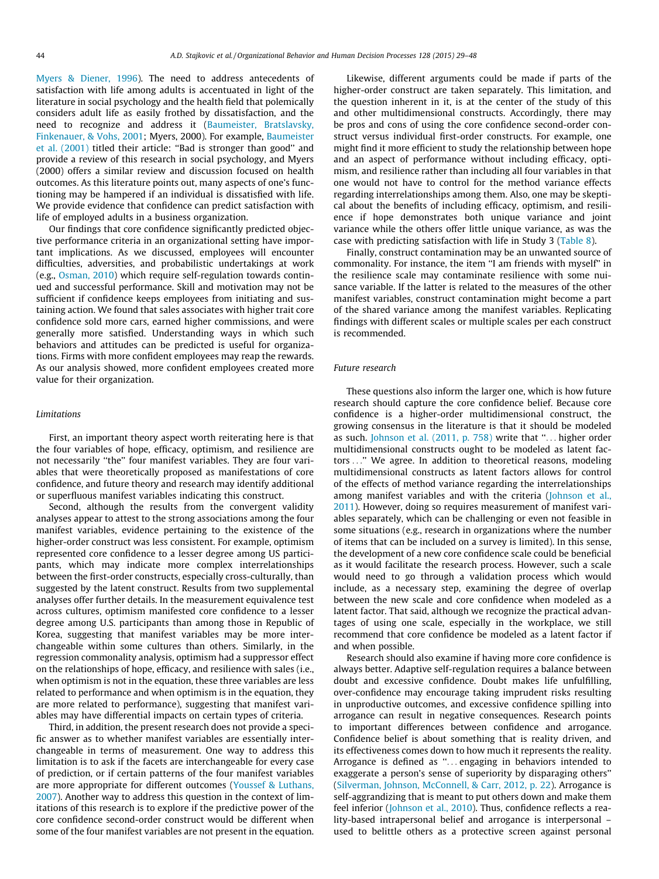Myers & Diener, 1996). The need to address antecedents of satisfaction with life among adults is accentuated in light of the literature in social psychology and the health field that polemically considers adult life as easily frothed by dissatisfaction, and the need to recognize and address it (Baumeister, Bratslavsky, Finkenauer, & Vohs, 2001; Myers, 2000). For example, Baumeister et al. (2001) titled their article: "Bad is stronger than good" and provide a review of this research in social psychology, and Myers (2000) offers a similar review and discussion focused on health outcomes. As this literature points out, many aspects of one's functioning may be hampered if an individual is dissatisfied with life. We provide evidence that confidence can predict satisfaction with life of employed adults in a business organization.

Our findings that core confidence significantly predicted objective performance criteria in an organizational setting have important implications. As we discussed, employees will encounter difficulties, adversities, and probabilistic undertakings at work (e.g., Osman, 2010) which require self-regulation towards continued and successful performance. Skill and motivation may not be sufficient if confidence keeps employees from initiating and sustaining action. We found that sales associates with higher trait core confidence sold more cars, earned higher commissions, and were generally more satisfied. Understanding ways in which such behaviors and attitudes can be predicted is useful for organizations. Firms with more confident employees may reap the rewards. As our analysis showed, more confident employees created more value for their organization.

### Limitations

First, an important theory aspect worth reiterating here is that the four variables of hope, efficacy, optimism, and resilience are not necessarily "the" four manifest variables. They are four variables that were theoretically proposed as manifestations of core confidence, and future theory and research may identify additional or superfluous manifest variables indicating this construct.

Second, although the results from the convergent validity analyses appear to attest to the strong associations among the four manifest variables, evidence pertaining to the existence of the higher-order construct was less consistent. For example, optimism represented core confidence to a lesser degree among US participants, which may indicate more complex interrelationships between the first-order constructs, especially cross-culturally, than suggested by the latent construct. Results from two supplemental analyses offer further details. In the measurement equivalence test across cultures, optimism manifested core confidence to a lesser degree among U.S. participants than among those in Republic of Korea, suggesting that manifest variables may be more interchangeable within some cultures than others. Similarly, in the regression commonality analysis, optimism had a suppressor effect on the relationships of hope, efficacy, and resilience with sales (i.e., when optimism is not in the equation, these three variables are less related to performance and when optimism is in the equation, they are more related to performance), suggesting that manifest variables may have differential impacts on certain types of criteria.

Third, in addition, the present research does not provide a specific answer as to whether manifest variables are essentially interchangeable in terms of measurement. One way to address this limitation is to ask if the facets are interchangeable for every case of prediction, or if certain patterns of the four manifest variables are more appropriate for different outcomes (Youssef & Luthans, 2007). Another way to address this question in the context of limitations of this research is to explore if the predictive power of the core confidence second-order construct would be different when some of the four manifest variables are not present in the equation.

Likewise, different arguments could be made if parts of the higher-order construct are taken separately. This limitation, and the question inherent in it, is at the center of the study of this and other multidimensional constructs. Accordingly, there may be pros and cons of using the core confidence second-order construct versus individual first-order constructs. For example, one might find it more efficient to study the relationship between hope and an aspect of performance without including efficacy, optimism, and resilience rather than including all four variables in that one would not have to control for the method variance effects regarding interrelationships among them. Also, one may be skeptical about the benefits of including efficacy, optimism, and resilience if hope demonstrates both unique variance and joint variance while the others offer little unique variance, as was the case with predicting satisfaction with life in Study 3 (Table 8).

Finally, construct contamination may be an unwanted source of commonality. For instance, the item "I am friends with myself" in the resilience scale may contaminate resilience with some nuisance variable. If the latter is related to the measures of the other manifest variables, construct contamination might become a part of the shared variance among the manifest variables. Replicating findings with different scales or multiple scales per each construct is recommended.

### Future research

These questions also inform the larger one, which is how future research should capture the core confidence belief. Because core confidence is a higher-order multidimensional construct, the growing consensus in the literature is that it should be modeled as such. Johnson et al. (2011, p. 758) write that "... higher order multidimensional constructs ought to be modeled as latent factors ..." We agree. In addition to theoretical reasons, modeling multidimensional constructs as latent factors allows for control of the effects of method variance regarding the interrelationships among manifest variables and with the criteria (Johnson et al., 2011). However, doing so requires measurement of manifest variables separately, which can be challenging or even not feasible in some situations (e.g., research in organizations where the number of items that can be included on a survey is limited). In this sense, the development of a new core confidence scale could be beneficial as it would facilitate the research process. However, such a scale would need to go through a validation process which would include, as a necessary step, examining the degree of overlap between the new scale and core confidence when modeled as a latent factor. That said, although we recognize the practical advantages of using one scale, especially in the workplace, we still recommend that core confidence be modeled as a latent factor if and when possible.

Research should also examine if having more core confidence is always better. Adaptive self-regulation requires a balance between doubt and excessive confidence. Doubt makes life unfulfilling, over-confidence may encourage taking imprudent risks resulting in unproductive outcomes, and excessive confidence spilling into arrogance can result in negative consequences. Research points to important differences between confidence and arrogance. Confidence belief is about something that is reality driven, and its effectiveness comes down to how much it represents the reality. Arrogance is defined as "... engaging in behaviors intended to exaggerate a person's sense of superiority by disparaging others" (Silverman, Johnson, McConnell, & Carr, 2012, p. 22). Arrogance is self-aggrandizing that is meant to put others down and make them feel inferior (Johnson et al., 2010). Thus, confidence reflects a reality-based intrapersonal belief and arrogance is interpersonal – used to belittle others as a protective screen against personal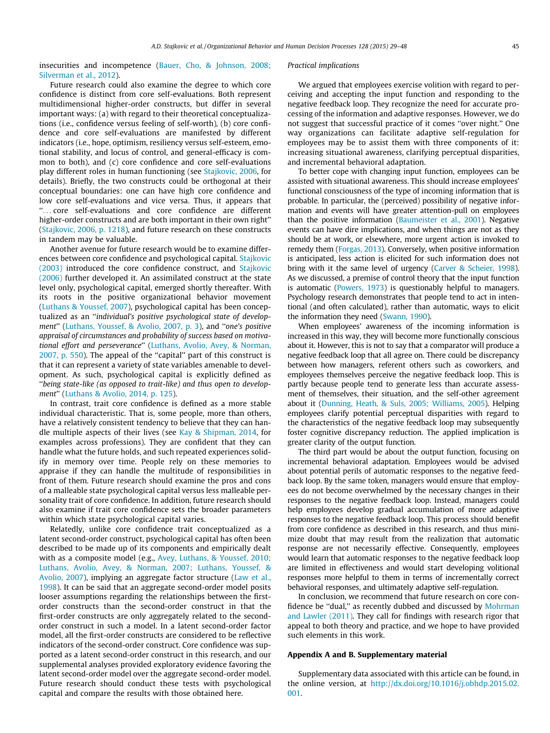insecurities and incompetence (Bauer, Cho, & Johnson, 2008; Silverman et al., 2012).

Future research could also examine the degree to which core confidence is distinct from core self-evaluations. Both represent multidimensional higher-order constructs, but differ in several important ways: (a) with regard to their theoretical conceptualizations (i.e., confidence versus feeling of self-worth), (b) core confidence and core self-evaluations are manifested by different indicators (i.e., hope, optimism, resiliency versus self-esteem, emotional stability, and locus of control, and general-efficacy is common to both), and (c) core confidence and core self-evaluations play different roles in human functioning (see Stajkovic, 2006, for details). Briefly, the two constructs could be orthogonal at their conceptual boundaries: one can have high core confidence and low core self-evaluations and vice versa. Thus, it appears that "... core self-evaluations and core confidence are different higher-order constructs and are both important in their own right" (Stajkovic, 2006, p. 1218), and future research on these constructs in tandem may be valuable.

Another avenue for future research would be to examine differences between core confidence and psychological capital. Stajkovic (2003) introduced the core confidence construct, and Stajkovic (2006) further developed it. An assimilated construct at the state level only, psychological capital, emerged shortly thereafter. With its roots in the positive organizational behavior movement (Luthans & Youssef, 2007), psychological capital has been conceptualized as an "*individual's positive psychological state of development*" (Luthans, Youssef, & Avolio, 2007, p. 3), and "*one's positive appraisal of circumstances and probability of success based on motivational effort and perseverance*" (Luthans, Avolio, Avey, & Norman, 2007, p. 550). The appeal of the "capital" part of this construct is that it can represent a variety of state variables amenable to development. As such, psychological capital is explicitly defined as "*being state-like (as opposed to trait-like) and thus open to development*" (Luthans & Avolio, 2014, p. 125).

In contrast, trait core confidence is defined as a more stable individual characteristic. That is, some people, more than others, have a relatively consistent tendency to believe that they can handle multiple aspects of their lives (see Kay & Shipman, 2014, for examples across professions). They are confident that they can handle what the future holds, and such repeated experiences solidify in memory over time. People rely on these memories to appraise if they can handle the multitude of responsibilities in front of them. Future research should examine the pros and cons of a malleable state psychological capital versus less malleable personality trait of core confidence. In addition, future research should also examine if trait core confidence sets the broader parameters within which state psychological capital varies.

Relatedly, unlike core confidence trait conceptualized as a latent second-order construct, psychological capital has often been described to be made up of its components and empirically dealt with as a composite model (e.g., Avey, Luthans, & Youssef, 2010; Luthans, Avolio, Avey, & Norman, 2007; Luthans, Youssef, & Avolio, 2007), implying an aggregate factor structure (Law et al., 1998). It can be said that an aggregate second-order model posits looser assumptions regarding the relationships between the first-order constructs than the second-order construct in that the first-order constructs are only aggregately related to the second-order construct in such a model. In a latent second-order factor model, all the first-order constructs are considered to be reflective indicators of the second-order construct. Core confidence was supported as a latent second-order construct in this research, and our supplemental analyses provided exploratory evidence favoring the latent second-order model over the aggregate second-order model. Future research should conduct these tests with psychological capital and compare the results with those obtained here.

*Practical implications*

We argued that employees exercise volition with regard to perceiving and accepting the input function and responding to the negative feedback loop. They recognize the need for accurate processing of the information and adaptive responses. However, we do not suggest that successful practice of it comes "over night." One way organizations can facilitate adaptive self-regulation for employees may be to assist them with three components of it: increasing situational awareness, clarifying perceptual disparities, and incremental behavioral adaptation.

To better cope with changing input function, employees can be assisted with situational awareness. This should increase employees' functional consciousness of the type of incoming information that is probable. In particular, the (perceived) possibility of negative information and events will have greater attention-pull on employees than the positive information (Baumeister et al., 2001). Negative events can have dire implications, and when things are not as they should be at work, or elsewhere, more urgent action is invoked to remedy them (Forgas, 2013). Conversely, when positive information is anticipated, less action is elicited for such information does not bring with it the same level of urgency (Carver & Scheier, 1998). As we discussed, a premise of control theory that the input function is automatic (Powers, 1973) is questionably helpful to managers. Psychology research demonstrates that people tend to act in intentional (and often calculated), rather than automatic, ways to elicit the information they need (Swann, 1990).

When employees' awareness of the incoming information is increased in this way, they will become more functionally conscious about it. However, this is not to say that a comparator will produce a negative feedback loop that all agree on. There could be discrepancy between how managers, referent others such as coworkers, and employees themselves perceive the negative feedback loop. This is partly because people tend to generate less than accurate assessment of themselves, their situation, and the self-other agreement about it (Dunning, Heath, & Suls, 2005; Williams, 2005). Helping employees clarify potential perceptual disparities with regard to the characteristics of the negative feedback loop may subsequently foster cognitive discrepancy reduction. The applied implication is greater clarity of the output function.

The third part would be about the output function, focusing on incremental behavioral adaptation. Employees would be advised about potential perils of automatic responses to the negative feedback loop. By the same token, managers would ensure that employees do not become overwhelmed by the necessary changes in their responses to the negative feedback loop. Instead, managers could help employees develop gradual accumulation of more adaptive responses to the negative feedback loop. This process should benefit from core confidence as described in this research, and thus minimize doubt that may result from the realization that automatic response are not necessarily effective. Consequently, employees would learn that automatic responses to the negative feedback loop are limited in effectiveness and would start developing volitional responses more helpful to them in terms of incrementally correct behavioral responses, and ultimately adaptive self-regulation.

In conclusion, we recommend that future research on core confidence be "dual," as recently dubbed and discussed by Mohrman and Lawler (2011). They call for findings with research rigor that appeal to both theory and practice, and we hope to have provided such elements in this work.

## Appendix A and B. Supplementary material

Supplementary data associated with this article can be found, in the online version, at http://dx.doi.org/10.1016/j.obhdp.2015.02.001.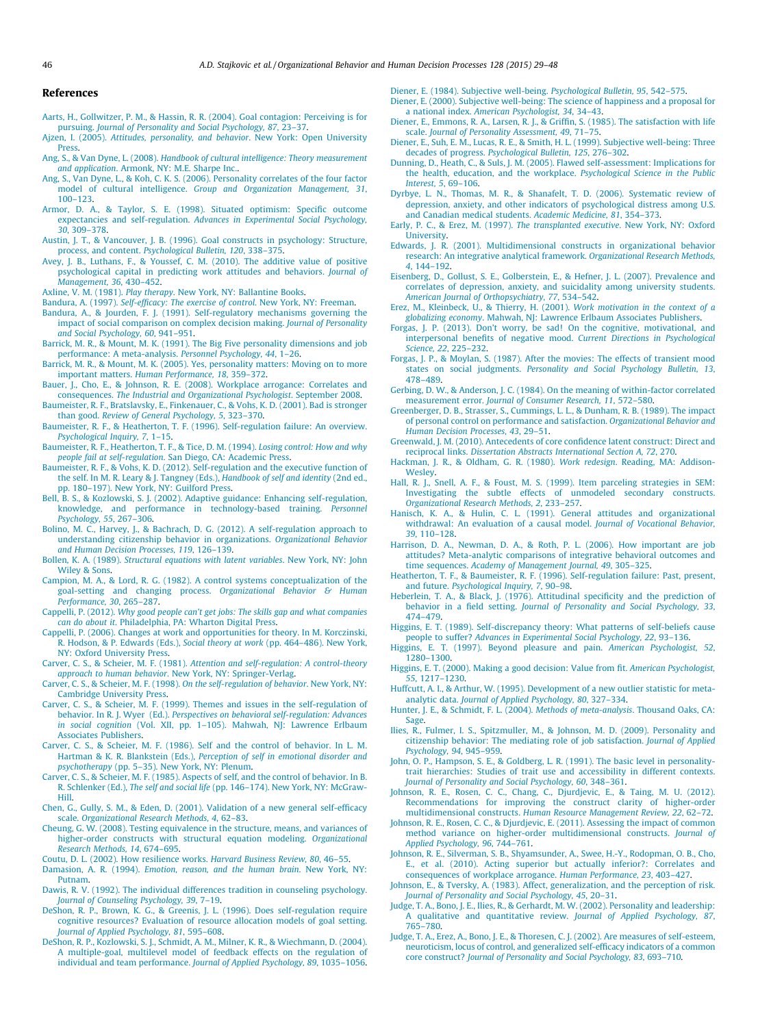# References

Aarts, H., Gollwitzer, P. M., & Hassin, R. R. (2004). Goal contagion: Perceiving is for pursuing. *Journal of Personality and Social Psychology, 87*, 23–37.

Ajzen, I. (2005). *Attitudes, personality, and behavior*. New York: Open University Press.

Ang, S., & Van Dyne, L. (2008). *Handbook of cultural intelligence: Theory measurement and application*. Armonk, NY: M.E. Sharpe Inc..

Ang, S., Van Dyne, L., & Koh, C. K. S. (2006). Personality correlates of the four factor model of cultural intelligence. *Group and Organization Management, 31*, 100–123.

Armor, D. A., & Taylor, S. E. (1998). Situated optimism: Specific outcome expectancies and self-regulation. *Advances in Experimental Social Psychology, 30*, 309–378.

Austin, J. T., & Vancouver, J. B. (1996). Goal constructs in psychology: Structure, process, and content. *Psychological Bulletin, 120*, 338–375.

Avey, J. B., Luthans, F., & Youssef, C. M. (2010). The additive value of positive psychological capital in predicting work attitudes and behaviors. *Journal of Management, 36*, 430–452.

Axline, V. M. (1981). *Play therapy*. New York, NY: Ballantine Books.

Bandura, A. (1997). *Self-efficacy: The exercise of control*. New York, NY: Freeman.

Bandura, A., & Jourden, F. J. (1991). Self-regulatory mechanisms governing the impact of social comparison on complex decision making. *Journal of Personality and Social Psychology, 60*, 941–951.

Barrick, M. R., & Mount, M. K. (1991). The Big Five personality dimensions and job performance: A meta-analysis. *Personnel Psychology, 44*, 1–26.

Barrick, M. R., & Mount, M. K. (2005). Yes, personality matters: Moving on to more important matters. *Human Performance, 18*, 359–372.

Bauer, J., Cho, E., & Johnson, R. E. (2008). Workplace arrogance: Correlates and consequences. *The Industrial and Organizational Psychologist*. September 2008.

Baumeister, R. F., Bratslavsky, E., Finkenauer, C., & Vohs, K. D. (2001). Bad is stronger than good. *Review of General Psychology, 5*, 323–370.

Baumeister, R. F., & Heatherton, T. F. (1996). Self-regulation failure: An overview. *Psychological Inquiry, 7*, 1–15.

Baumeister, R. F., Heatherton, T. F., & Tice, D. M. (1994). *Losing control: How and why people fail at self-regulation*. San Diego, CA: Academic Press.

Baumeister, R. F., & Vohs, K. D. (2012). Self-regulation and the executive function of the self. In M. R. Leary & J. Tangney (Eds.), *Handbook of self and identity* (2nd ed., pp. 180–197). New York, NY: Guilford Press.

Bell, B. S., & Kozlowski, S. J. (2002). Adaptive guidance: Enhancing self-regulation, knowledge, and performance in technology-based training. *Personnel Psychology, 55*, 267–306.

Bolino, M. C., Harvey, J., & Bachrach, D. G. (2012). A self-regulation approach to understanding citizenship behavior in organizations. *Organizational Behavior and Human Decision Processes, 119*, 126–139.

Bollen, K. A. (1989). *Structural equations with latent variables*. New York, NY: John Wiley & Sons.

Campion, M. A., & Lord, R. G. (1982). A control systems conceptualization of the goal-setting and changing process. *Organizational Behavior & Human Performance, 30*, 265–287.

Cappelli, P. (2012). *Why good people can't get jobs: The skills gap and what companies can do about it*. Philadelphia, PA: Wharton Digital Press.

Cappelli, P. (2006). Changes at work and opportunities for theory. In M. Korczinski, R. Hodson, & P. Edwards (Eds.), *Social theory at work* (pp. 464–486). New York, NY: Oxford University Press.

Carver, C. S., & Scheier, M. F. (1981). *Attention and self-regulation: A control-theory approach to human behavior*. New York, NY: Springer-Verlag.

Carver, C. S., & Scheier, M. F. (1998). *On the self-regulation of behavior*. New York, NY: Cambridge University Press.

Carver, C. S., & Scheier, M. F. (1999). Themes and issues in the self-regulation of behavior. In R. J. Wyer (Ed.). *Perspectives on behavioral self-regulation: Advances in social cognition* (Vol. XII, pp. 1–105). Mahwah, NJ: Lawrence Erlbaum Associates Publishers.

Carver, C. S., & Scheier, M. F. (1986). Self and the control of behavior. In L. M. Hartman & K. R. Blankstein (Eds.), *Perception of self in emotional disorder and psychotherapy* (pp. 5–35). New York, NY: Plenum.

Carver, C. S., & Scheier, M. F. (1985). Aspects of self, and the control of behavior. In B. R. Schlenker (Ed.), *The self and social life* (pp. 146–174). New York, NY: McGraw-Hill.

Chen, G., Gully, S. M., & Eden, D. (2001). Validation of a new general self-efficacy scale. *Organizational Research Methods, 4*, 62–83.

Cheung, G. W. (2008). Testing equivalence in the structure, means, and variances of higher-order constructs with structural equation modeling. *Organizational Research Methods, 14*, 674–695.

Coutu, D. L. (2002). How resilience works. *Harvard Business Review, 80*, 46–55.

Damasion, A. R. (1994). *Emotion, reason, and the human brain*. New York, NY: Putnam.

Dawis, R. V. (1992). The individual differences tradition in counseling psychology. *Journal of Counseling Psychology, 39*, 7–19.

DeShon, R. P., Brown, K. G., & Greenis, J. L. (1996). Does self-regulation require cognitive resources? Evaluation of resource allocation models of goal setting. *Journal of Applied Psychology, 81*, 595–608.

DeShon, R. P., Kozlowski, S. J., Schmidt, A. M., Milner, K. R., & Wiechmann, D. (2004). A multiple-goal, multilevel model of feedback effects on the regulation of individual and team performance. *Journal of Applied Psychology, 89*, 1035–1056.

Diener, E. (1984). Subjective well-being. *Psychological Bulletin, 95*, 542–575.

Diener, E. (2000). Subjective well-being: The science of happiness and a proposal for a national index. *American Psychologist, 34*, 34–43.

Diener, E., Emmons, R. A., Larsen, R. J., & Griffin, S. (1985). The satisfaction with life scale. *Journal of Personality Assessment, 49*, 71–75.

Diener, E., Suh, E. M., Lucas, R. E., & Smith, H. L. (1999). Subjective well-being: Three decades of progress. *Psychological Bulletin, 125*, 276–302.

Dunning, D., Heath, C., & Suls, J. M. (2005). Flawed self-assessment: Implications for the health, education, and the workplace. *Psychological Science in the Public Interest, 5*, 69–106.

Dyrbye, L. N., Thomas, M. R., & Shanafelt, T. D. (2006). Systematic review of depression, anxiety, and other indicators of psychological distress among U.S. and Canadian medical students. *Academic Medicine, 81*, 354–373.

Early, P. C., & Erez, M. (1997). *The transplanted executive*. New York, NY: Oxford University.

Edwards, J. R. (2001). Multidimensional constructs in organizational behavior research: An integrative analytical framework. *Organizational Research Methods, 4*, 144–192.

Eisenberg, D., Gollust, S. E., Golberstein, E., & Hefner, J. L. (2007). Prevalence and correlates of depression, anxiety, and suicidality among university students. *American Journal of Orthopsychiatry, 77*, 534–542.

Erez, M., Kleinbeck, U., & Thierry, H. (2001). *Work motivation in the context of a globalizing economy*. Mahwah, NJ: Lawrence Erlbaum Associates Publishers.

Forgas, J. P. (2013). Don't worry, be sad! On the cognitive, motivational, and interpersonal benefits of negative mood. *Current Directions in Psychological Science, 22*, 225–232.

Forgas, J. P., & Moylan, S. (1987). After the movies: The effects of transient mood states on social judgments. *Personality and Social Psychology Bulletin, 13*, 478–489.

Gerbing, D. W., & Anderson, J. C. (1984). On the meaning of within-factor correlated measurement error. *Journal of Consumer Research, 11*, 572–580.

Greenberger, D. B., Strasser, S., Cummings, L. L., & Dunham, R. B. (1989). The impact of personal control on performance and satisfaction. *Organizational Behavior and Human Decision Processes, 43*, 29–51.

Greenwald, J. M. (2010). Antecedents of core confidence latent construct: Direct and reciprocal links. *Dissertation Abstracts International Section A, 72*, 270.

Hackman, J. R., & Oldham, G. R. (1980). *Work redesign*. Reading, MA: Addison-Wesley.

Hall, R. J., Snell, A. F., & Foust, M. S. (1999). Item parceling strategies in SEM: Investigating the subtle effects of unmodeled secondary constructs. *Organizational Research Methods, 2*, 233–257.

Hanisch, K. A., & Hulin, C. L. (1991). General attitudes and organizational withdrawal: An evaluation of a causal model. *Journal of Vocational Behavior, 39*, 110–128.

Harrison, D. A., Newman, D. A., & Roth, P. L. (2006). How important are job attitudes? Meta-analytic comparisons of integrative behavioral outcomes and time sequences. *Academy of Management Journal, 49*, 305–325.

Heatherton, T. F., & Baumeister, R. F. (1996). Self-regulation failure: Past, present, and future. *Psychological Inquiry, 7*, 90–98.

Heberlein, T. A., & Black, J. (1976). Attitudinal specificity and the prediction of behavior in a field setting. *Journal of Personality and Social Psychology, 33*, 474–479.

Higgins, E. T. (1989). Self-discrepancy theory: What patterns of self-beliefs cause people to suffer? *Advances in Experimental Social Psychology, 22*, 93–136.

Higgins, E. T. (1997). Beyond pleasure and pain. *American Psychologist, 52*, 1280–1300.

Higgins, E. T. (2000). Making a good decision: Value from fit. *American Psychologist, 55*, 1217–1230.

Huffcutt, A. I., & Arthur, W. (1995). Development of a new outlier statistic for meta-analytic data. *Journal of Applied Psychology, 80*, 327–334.

Hunter, J. E., & Schmidt, F. L. (2004). *Methods of meta-analysis*. Thousand Oaks, CA: Sage.

Ilies, R., Fulmer, I. S., Spitzmuller, M., & Johnson, M. D. (2009). Personality and citizenship behavior: The mediating role of job satisfaction. *Journal of Applied Psychology, 94*, 945–959.

John, O. P., Hampson, S. E., & Goldberg, L. R. (1991). The basic level in personality-trait hierarchies: Studies of trait use and accessibility in different contexts. *Journal of Personality and Social Psychology, 60*, 348–361.

Johnson, R. E., Rosen, C. C., Chang, C., Djurdjevic, E., & Taing, M. U. (2012). Recommendations for improving the construct clarity of higher-order multidimensional constructs. *Human Resource Management Review, 22*, 62–72.

Johnson, R. E., Rosen, C. C., & Djurdjevic, E. (2011). Assessing the impact of common method variance on higher-order multidimensional constructs. *Journal of Applied Psychology, 96*, 744–761.

Johnson, R. E., Silverman, S. B., Shyamsunder, A., Swee, H.-Y., Rodopman, O. B., Cho, E., et al. (2010). Acting superior but actually inferior?: Correlates and consequences of workplace arrogance. *Human Performance, 23*, 403–427.

Johnson, E., & Tversky, A. (1983). Affect, generalization, and the perception of risk. *Journal of Personality and Social Psychology, 45*, 20–31.

Judge, T. A., Bono, J. E., Ilies, R., & Gerhardt, M. W. (2002). Personality and leadership: A qualitative and quantitative review. *Journal of Applied Psychology, 87*, 765–780.

Judge, T. A., Erez, A., Bono, J. E., & Thoresen, C. J. (2002). Are measures of self-esteem, neuroticism, locus of control, and generalized self-efficacy indicators of a common core construct? *Journal of Personality and Social Psychology, 83*, 693–710.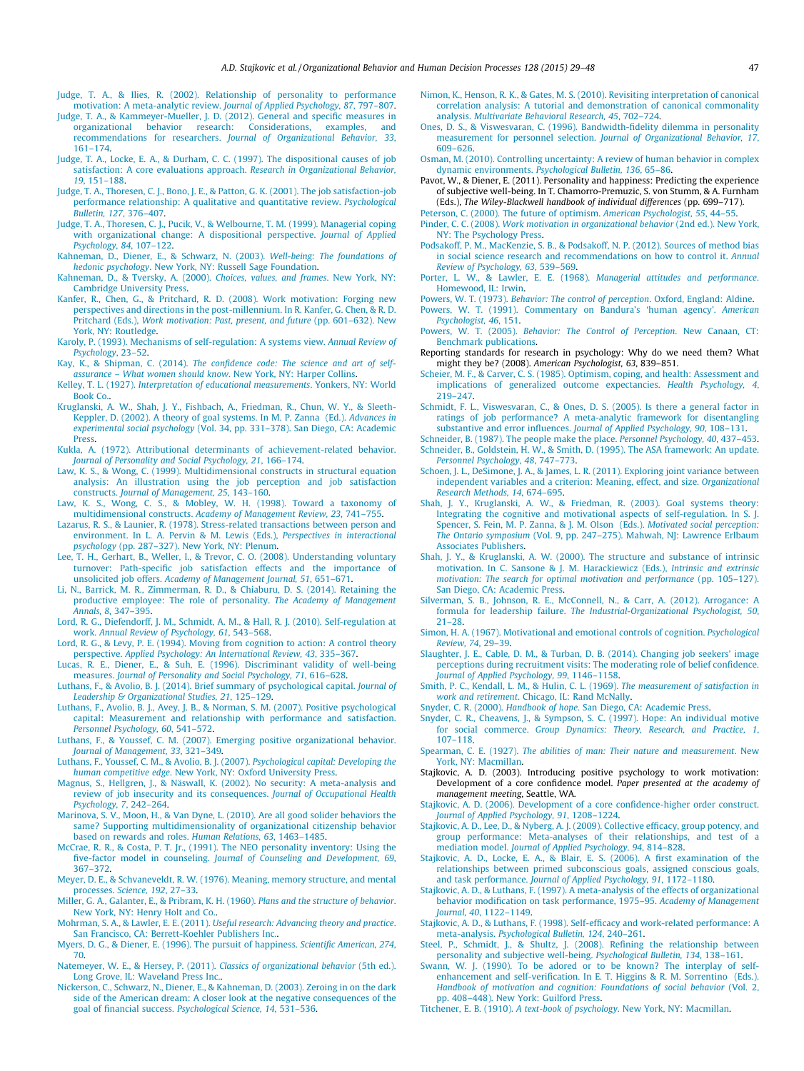Judge, T. A., & Ilies, R. (2002). Relationship of personality to performance motivation: A meta-analytic review. *Journal of Applied Psychology, 87*, 797–807.

Judge, T. A., & Kammeyer-Mueller, J. D. (2012). General and specific measures in organizational behavior research: Considerations, examples, and recommendations for researchers. *Journal of Organizational Behavior, 33*, 161–174.

Judge, T. A., Locke, E. A., & Durham, C. C. (1997). The dispositional causes of job satisfaction: A core evaluations approach. *Research in Organizational Behavior, 19*, 151–188.

Judge, T. A., Thoresen, C. J., Bono, J. E., & Patton, G. K. (2001). The job satisfaction-job performance relationship: A qualitative and quantitative review. *Psychological Bulletin, 127*, 376–407.

Judge, T. A., Thoresen, C. J., Pucik, V., & Welbourne, T. M. (1999). Managerial coping with organizational change: A dispositional perspective. *Journal of Applied Psychology, 84*, 107–122.

Kahneman, D., Diener, E., & Schwarz, N. (2003). *Well-being: The foundations of hedonic psychology*. New York, NY: Russell Sage Foundation.

Kahneman, D., & Tversky, A. (2000). *Choices, values, and frames*. New York, NY: Cambridge University Press.

Kanfer, R., Chen, G., & Pritchard, R. D. (2008). Work motivation: Forging new perspectives and directions in the post-millennium. In R. Kanfer, G. Chen, & R. D. Pritchard (Eds.), *Work motivation: Past, present, and future* (pp. 601–632). New York, NY: Routledge.

Karoly, P. (1993). Mechanisms of self-regulation: A systems view. *Annual Review of Psychology*, 23–52.

Kay, K., & Shipman, C. (2014). *The confidence code: The science and art of self-assurance – What women should know*. New York, NY: Harper Collins.

Kelley, T. L. (1927). *Interpretation of educational measurements*. Yonkers, NY: World Book Co..

Kruglanski, A. W., Shah, J. Y., Fishbach, A., Friedman, R., Chun, W. Y., & Sleeth-Keppler, D. (2002). A theory of goal systems. In M. P. Zanna (Ed.). *Advances in experimental social psychology* (Vol. 34, pp. 331–378). San Diego, CA: Academic Press.

Kukla, A. (1972). Attributional determinants of achievement-related behavior. *Journal of Personality and Social Psychology, 21*, 166–174.

Law, K. S., & Wong, C. (1999). Multidimensional constructs in structural equation analysis: An illustration using the job perception and job satisfaction constructs. *Journal of Management, 25*, 143–160.

Law, K. S., Wong, C. S., & Mobley, W. H. (1998). Toward a taxonomy of multidimensional constructs. *Academy of Management Review, 23*, 741–755.

Lazarus, R. S., & Launier, R. (1978). Stress-related transactions between person and environment. In L. A. Pervin & M. Lewis (Eds.), *Perspectives in interactional psychology* (pp. 287–327). New York, NY: Plenum.

Lee, T. H., Gerhart, B., Weller, I., & Trevor, C. O. (2008). Understanding voluntary turnover: Path-specific job satisfaction effects and the importance of unsolicited job offers. *Academy of Management Journal, 51*, 651–671.

Li, N., Barrick, M. R., Zimmerman, R. D., & Chiaburu, D. S. (2014). Retaining the productive employee: The role of personality. *The Academy of Management Annals, 8*, 347–395.

Lord, R. G., Diefendorff, J. M., Schmidt, A. M., & Hall, R. J. (2010). Self-regulation at work. *Annual Review of Psychology, 61*, 543–568.

Lord, R. G., & Levy, P. E. (1994). Moving from cognition to action: A control theory perspective. *Applied Psychology: An International Review, 43*, 335–367.

Lucas, R. E., Diener, E., & Suh, E. (1996). Discriminant validity of well-being measures. *Journal of Personality and Social Psychology, 71*, 616–628.

Luthans, F., & Avolio, B. J. (2014). Brief summary of psychological capital. *Journal of Leadership & Organizational Studies, 21*, 125–129.

Luthans, F., Avolio, B. J., Avey, J. B., & Norman, S. M. (2007). Positive psychological capital: Measurement and relationship with performance and satisfaction. *Personnel Psychology, 60*, 541–572.

Luthans, F., & Youssef, C. M. (2007). Emerging positive organizational behavior. *Journal of Management, 33*, 321–349.

Luthans, F., Youssef, C. M., & Avolio, B. J. (2007). *Psychological capital: Developing the human competitive edge*. New York, NY: Oxford University Press.

Magnus, S., Hellgren, J., & Näswall, K. (2002). No security: A meta-analysis and review of job insecurity and its consequences. *Journal of Occupational Health Psychology, 7*, 242–264.

Marinova, S. V., Moon, H., & Van Dyne, L. (2010). Are all good solider behaviors the same? Supporting multidimensionality of organizational citizenship behavior based on rewards and roles. *Human Relations, 63*, 1463–1485.

McCrae, R. R., & Costa, P. T. Jr., (1991). The NEO personality inventory: Using the five-factor model in counseling. *Journal of Counseling and Development, 69*, 367–372.

Meyer, D. E., & Schvaneveldt, R. W. (1976). Meaning, memory structure, and mental processes. *Science, 192*, 27–33.

Miller, G. A., Galanter, E., & Pribram, K. H. (1960). *Plans and the structure of behavior*. New York, NY: Henry Holt and Co..

Mohrman, S. A., & Lawler, E. E. (2011). *Useful research: Advancing theory and practice*. San Francisco, CA: Berrett-Koehler Publishers Inc..

Myers, D. G., & Diener, E. (1996). The pursuit of happiness. *Scientific American, 274*, 70.

Natemeyer, W. E., & Hersey, P. (2011). *Classics of organizational behavior* (5th ed.). Long Grove, IL: Waveland Press Inc..

Nickerson, C., Schwarz, N., Diener, E., & Kahneman, D. (2003). Zeroing in on the dark side of the American dream: A closer look at the negative consequences of the goal of financial success. *Psychological Science, 14*, 531–536.

Nimon, K., Henson, R. K., & Gates, M. S. (2010). Revisiting interpretation of canonical correlation analysis: A tutorial and demonstration of canonical commonality analysis. *Multivariate Behavioral Research, 45*, 702–724.

Ones, D. S., & Viswesvaran, C. (1996). Bandwidth-fidelity dilemma in personality measurement for personnel selection. *Journal of Organizational Behavior, 17*, 609–626.

Osman, M. (2010). Controlling uncertainty: A review of human behavior in complex dynamic environments. *Psychological Bulletin, 136*, 65–86.

Pavot, W., & Diener, E. (2011). Personality and happiness: Predicting the experience of subjective well-being. In T. Chamorro-Premuzic, S. von Stumm, & A. Furnham (Eds.), *The Wiley-Blackwell handbook of individual differences* (pp. 699–717).

Peterson, C. (2000). The future of optimism. *American Psychologist, 55*, 44–55.

Pinder, C. C. (2008). *Work motivation in organizational behavior* (2nd ed.). New York, NY: The Psychology Press.

Podsakoff, P. M., MacKenzie, S. B., & Podsakoff, N. P. (2012). Sources of method bias in social science research and recommendations on how to control it. *Annual Review of Psychology, 63*, 539–569.

Porter, L. W., & Lawler, E. E. (1968). *Managerial attitudes and performance*. Homewood, IL: Irwin.

Powers, W. T. (1973). *Behavior: The control of perception*. Oxford, England: Aldine.

Powers, W. T. (1991). Commentary on Bandura's 'human agency'. *American Psychologist, 46*, 151.

Powers, W. T. (2005). *Behavior: The Control of Perception*. New Canaan, CT: Benchmark publications.

Reporting standards for research in psychology: Why do we need them? What might they be? (2008). *American Psychologist, 63*, 839–851.

Scheier, M. F., & Carver, C. S. (1985). Optimism, coping, and health: Assessment and implications of generalized outcome expectancies. *Health Psychology, 4*, 219–247.

Schmidt, F. L., Viswesvaran, C., & Ones, D. S. (2005). Is there a general factor in ratings of job performance? A meta-analytic framework for disentangling substantive and error influences. *Journal of Applied Psychology, 90*, 108–131.

Schneider, B. (1987). The people make the place. *Personnel Psychology, 40*, 437–453.

Schneider, B., Goldstein, H. W., & Smith, D. (1995). The ASA framework: An update. *Personnel Psychology, 48*, 747–773.

Schoen, J. L., DeSimone, J. A., & James, L. R. (2011). Exploring joint variance between independent variables and a criterion: Meaning, effect, and size. *Organizational Research Methods, 14*, 674–695.

Shah, J. Y., Kruglanski, A. W., & Friedman, R. (2003). Goal systems theory: Integrating the cognitive and motivational aspects of self-regulation. In S. J. Spencer, S. Fein, M. P. Zanna, & J. M. Olson (Eds.). *Motivated social perception: The Ontario symposium* (Vol. 9, pp. 247–275). Mahwah, NJ: Lawrence Erlbaum Associates Publishers.

Shah, J. Y., & Kruglanski, A. W. (2000). The structure and substance of intrinsic motivation. In C. Sansone & J. M. Harackiewicz (Eds.), *Intrinsic and extrinsic motivation: The search for optimal motivation and performance* (pp. 105–127). San Diego, CA: Academic Press.

Silverman, S. B., Johnson, R. E., McConnell, N., & Carr, A. (2012). Arrogance: A formula for leadership failure. *The Industrial-Organizational Psychologist, 50*, 21–28.

Simon, H. A. (1967). Motivational and emotional controls of cognition. *Psychological Review, 74*, 29–39.

Slaughter, J. E., Cable, D. M., & Turban, D. B. (2014). Changing job seekers' image perceptions during recruitment visits: The moderating role of belief confidence. *Journal of Applied Psychology, 99*, 1146–1158.

Smith, P. C., Kendall, L. M., & Hulin, C. L. (1969). *The measurement of satisfaction in work and retirement*. Chicago, IL: Rand McNally.

Snyder, C. R. (2000). *Handbook of hope*. San Diego, CA: Academic Press.

Snyder, C. R., Cheavens, J., & Sympson, S. C. (1997). Hope: An individual motive for social commerce. *Group Dynamics: Theory, Research, and Practice, 1*, 107–118.

Spearman, C. E. (1927). *The abilities of man: Their nature and measurement*. New York, NY: Macmillan.

Stajkovic, A. D. (2003). Introducing positive psychology to work motivation: Development of a core confidence model. *Paper presented at the academy of management meeting*, Seattle, WA.

Stajkovic, A. D. (2006). Development of a core confidence-higher order construct. *Journal of Applied Psychology, 91*, 1208–1224.

Stajkovic, A. D., Lee, D., & Nyberg, A. J. (2009). Collective efficacy, group potency, and group performance: Meta-analyses of their relationships, and test of a mediation model. *Journal of Applied Psychology, 94*, 814–828.

Stajkovic, A. D., Locke, E. A., & Blair, E. S. (2006). A first examination of the relationships between primed subconscious goals, assigned conscious goals, and task performance. *Journal of Applied Psychology, 91*, 1172–1180.

Stajkovic, A. D., & Luthans, F. (1997). A meta-analysis of the effects of organizational behavior modification on task performance, 1975–95. *Academy of Management Journal, 40*, 1122–1149.

Stajkovic, A. D., & Luthans, F. (1998). Self-efficacy and work-related performance: A meta-analysis. *Psychological Bulletin, 124*, 240–261.

Steel, P., Schmidt, J., & Shultz, J. (2008). Refining the relationship between personality and subjective well-being. *Psychological Bulletin, 134*, 138–161.

Swann, W. J. (1990). To be adored or to be known? The interplay of self-enhancement and self-verification. In E. T. Higgins & R. M. Sorrentino (Eds.). *Handbook of motivation and cognition: Foundations of social behavior* (Vol. 2, pp. 408–448). New York: Guilford Press.

Titchener, E. B. (1910). *A text-book of psychology*. New York, NY: Macmillan.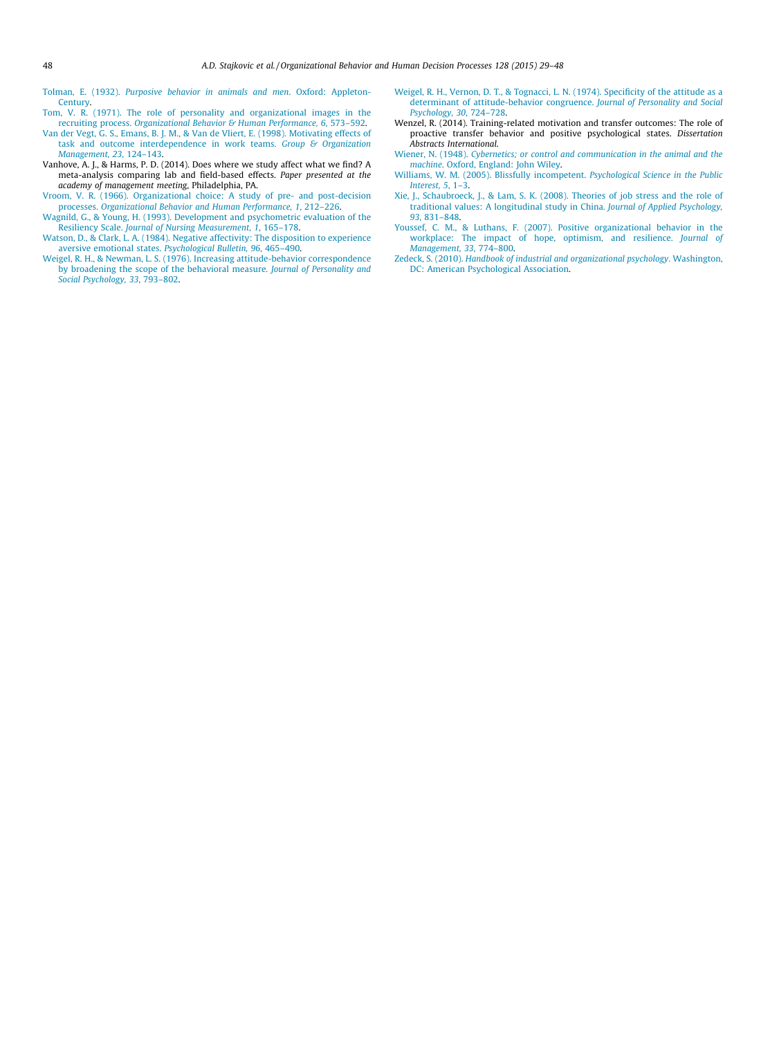Tolman, E. (1932). *Purposive behavior in animals and men*. Oxford: Appleton-Century.

Tom, V. R. (1971). The role of personality and organizational images in the recruiting process. *Organizational Behavior & Human Performance, 6*, 573–592.

Van der Vegt, G. S., Emans, B. J. M., & Van de Vliert, E. (1998). Motivating effects of task and outcome interdependence in work teams. *Group & Organization Management, 23*, 124–143.

Vanhove, A. J., & Harms, P. D. (2014). Does where we study affect what we find? A meta-analysis comparing lab and field-based effects. *Paper presented at the academy of management meeting*, Philadelphia, PA.

Vroom, V. R. (1966). Organizational choice: A study of pre- and post-decision processes. *Organizational Behavior and Human Performance, 1*, 212–226.

Wagnild, G., & Young, H. (1993). Development and psychometric evaluation of the Resiliency Scale. *Journal of Nursing Measurement, 1*, 165–178.

Watson, D., & Clark, L. A. (1984). Negative affectivity: The disposition to experience aversive emotional states. *Psychological Bulletin, 96*, 465–490.

Weigel, R. H., & Newman, L. S. (1976). Increasing attitude-behavior correspondence by broadening the scope of the behavioral measure. *Journal of Personality and Social Psychology, 33*, 793–802.

Weigel, R. H., Vernon, D. T., & Tognacci, L. N. (1974). Specificity of the attitude as a determinant of attitude-behavior congruence. *Journal of Personality and Social Psychology, 30*, 724–728.

Wenzel, R. (2014). Training-related motivation and transfer outcomes: The role of proactive transfer behavior and positive psychological states. *Dissertation Abstracts International.*

Wiener, N. (1948). *Cybernetics; or control and communication in the animal and the machine*. Oxford, England: John Wiley.

Williams, W. M. (2005). Blissfully incompetent. *Psychological Science in the Public Interest, 5*, 1–3.

Xie, J., Schaubroeck, J., & Lam, S. K. (2008). Theories of job stress and the role of traditional values: A longitudinal study in China. *Journal of Applied Psychology, 93*, 831–848.

Youssef, C. M., & Luthans, F. (2007). Positive organizational behavior in the workplace: The impact of hope, optimism, and resilience. *Journal of Management, 33*, 774–800.

Zedeck, S. (2010). *Handbook of industrial and organizational psychology*. Washington, DC: American Psychological Association.